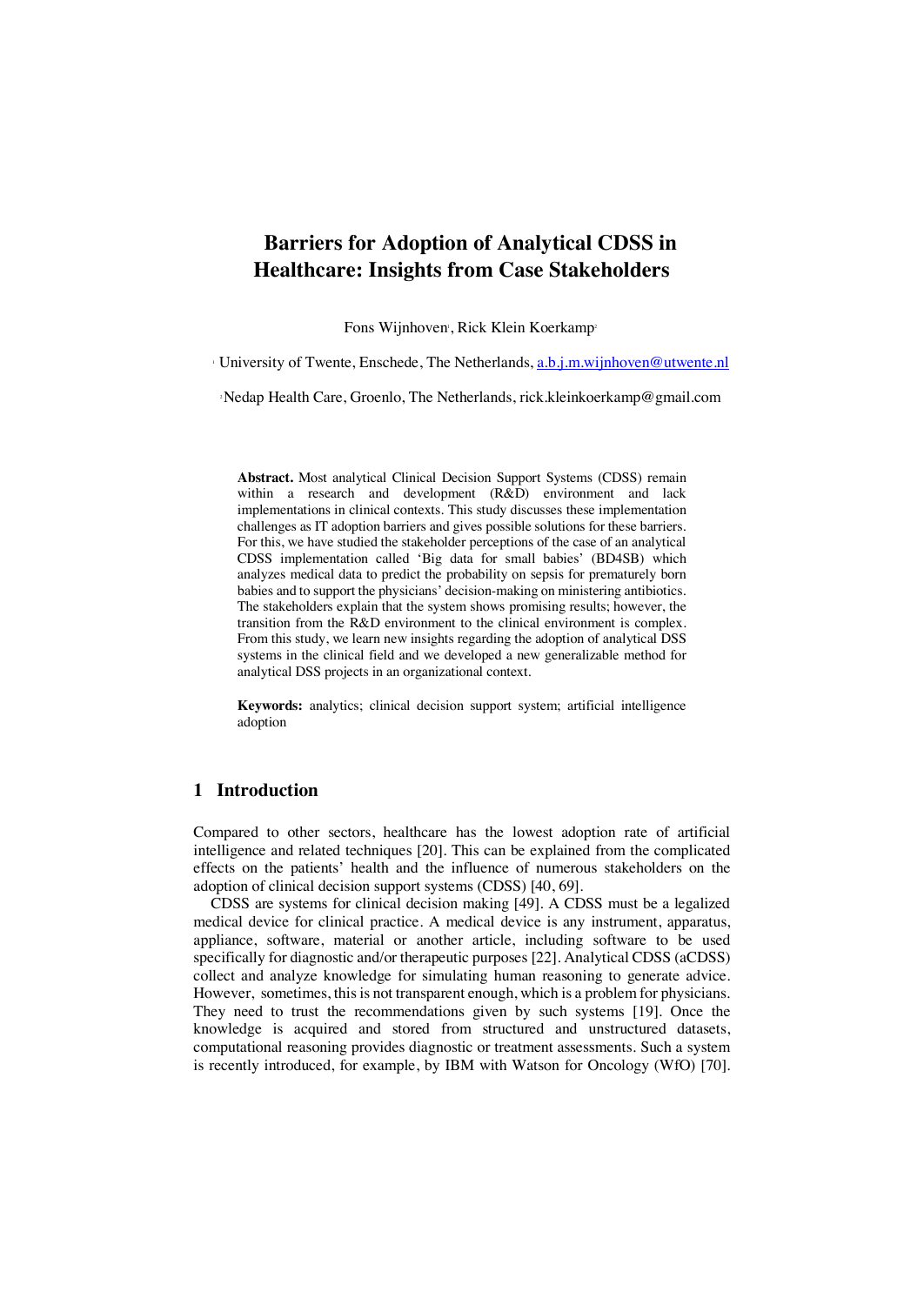# Barriers for Adoption of Analytical CDSS in Healthcare: Insights from Case Stakeholders

Fons Wijnhoven[1], Rick Klein Koerkamp[2]

[1] University of Twente, Enschede, The Netherlands, a.b.j.m.wijnhoven@utwente.nl

[2] Nedap Health Care, Groenlo, The Netherlands, rick.kleinkoerkamp@gmail.com

**Abstract.** Most analytical Clinical Decision Support Systems (CDSS) remain within a research and development (R&D) environment and lack implementations in clinical contexts. This study discusses these implementation challenges as IT adoption barriers and gives possible solutions for these barriers. For this, we have studied the stakeholder perceptions of the case of an analytical CDSS implementation called 'Big data for small babies' (BD4SB) which analyzes medical data to predict the probability on sepsis for prematurely born babies and to support the physicians' decision-making on ministering antibiotics. The stakeholders explain that the system shows promising results; however, the transition from the R&D environment to the clinical environment is complex. From this study, we learn new insights regarding the adoption of analytical DSS systems in the clinical field and we developed a new generalizable method for analytical DSS projects in an organizational context.

**Keywords:** analytics; clinical decision support system; artificial intelligence adoption

## 1 Introduction

Compared to other sectors, healthcare has the lowest adoption rate of artificial intelligence and related techniques [20]. This can be explained from the complicated effects on the patients' health and the influence of numerous stakeholders on the adoption of clinical decision support systems (CDSS) [40, 69].

CDSS are systems for clinical decision making [49]. A CDSS must be a legalized medical device for clinical practice. A medical device is any instrument, apparatus, appliance, software, material or another article, including software to be used specifically for diagnostic and/or therapeutic purposes [22]. Analytical CDSS (aCDSS) collect and analyze knowledge for simulating human reasoning to generate advice. However, sometimes, this is not transparent enough, which is a problem for physicians. They need to trust the recommendations given by such systems [19]. Once the knowledge is acquired and stored from structured and unstructured datasets, computational reasoning provides diagnostic or treatment assessments. Such a system is recently introduced, for example, by IBM with Watson for Oncology (WfO) [70].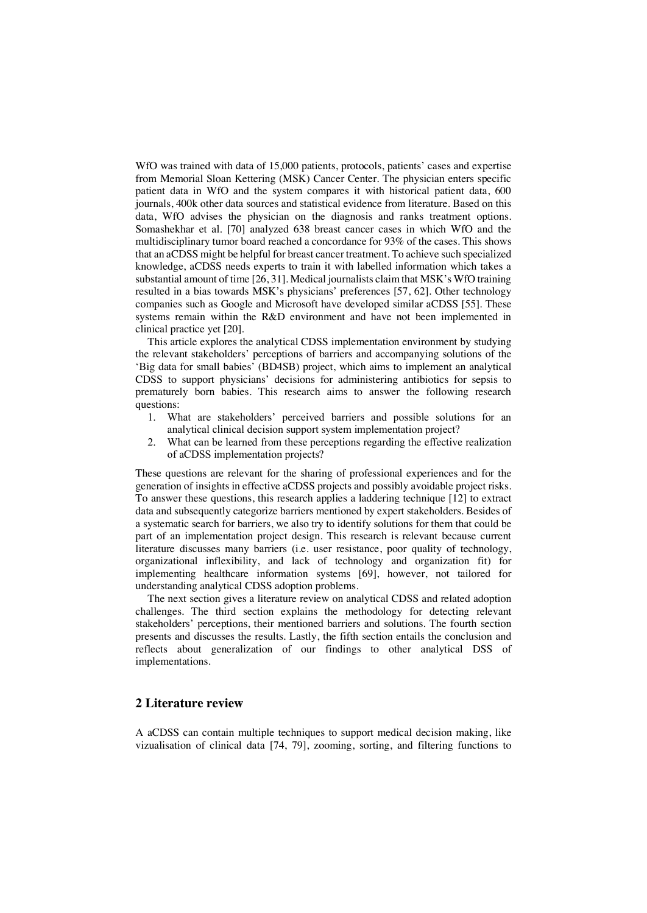WfO was trained with data of 15,000 patients, protocols, patients' cases and expertise from Memorial Sloan Kettering (MSK) Cancer Center. The physician enters specific patient data in WfO and the system compares it with historical patient data, 600 journals, 400k other data sources and statistical evidence from literature. Based on this data, WfO advises the physician on the diagnosis and ranks treatment options. Somashekhar et al. [70] analyzed 638 breast cancer cases in which WfO and the multidisciplinary tumor board reached a concordance for 93% of the cases. This shows that an aCDSS might be helpful for breast cancer treatment. To achieve such specialized knowledge, aCDSS needs experts to train it with labelled information which takes a substantial amount of time [26, 31]. Medical journalists claim that MSK's WfO training resulted in a bias towards MSK's physicians' preferences [57, 62]. Other technology companies such as Google and Microsoft have developed similar aCDSS [55]. These systems remain within the R&D environment and have not been implemented in clinical practice yet [20].

This article explores the analytical CDSS implementation environment by studying the relevant stakeholders' perceptions of barriers and accompanying solutions of the 'Big data for small babies' (BD4SB) project, which aims to implement an analytical CDSS to support physicians' decisions for administering antibiotics for sepsis to prematurely born babies. This research aims to answer the following research questions:

1. What are stakeholders' perceived barriers and possible solutions for an analytical clinical decision support system implementation project?
2. What can be learned from these perceptions regarding the effective realization of aCDSS implementation projects?

These questions are relevant for the sharing of professional experiences and for the generation of insights in effective aCDSS projects and possibly avoidable project risks. To answer these questions, this research applies a laddering technique [12] to extract data and subsequently categorize barriers mentioned by expert stakeholders. Besides of a systematic search for barriers, we also try to identify solutions for them that could be part of an implementation project design. This research is relevant because current literature discusses many barriers (i.e. user resistance, poor quality of technology, organizational inflexibility, and lack of technology and organization fit) for implementing healthcare information systems [69], however, not tailored for understanding analytical CDSS adoption problems.

The next section gives a literature review on analytical CDSS and related adoption challenges. The third section explains the methodology for detecting relevant stakeholders' perceptions, their mentioned barriers and solutions. The fourth section presents and discusses the results. Lastly, the fifth section entails the conclusion and reflects about generalization of our findings to other analytical DSS of implementations.

## 2 Literature review

A aCDSS can contain multiple techniques to support medical decision making, like vizualisation of clinical data [74, 79], zooming, sorting, and filtering functions to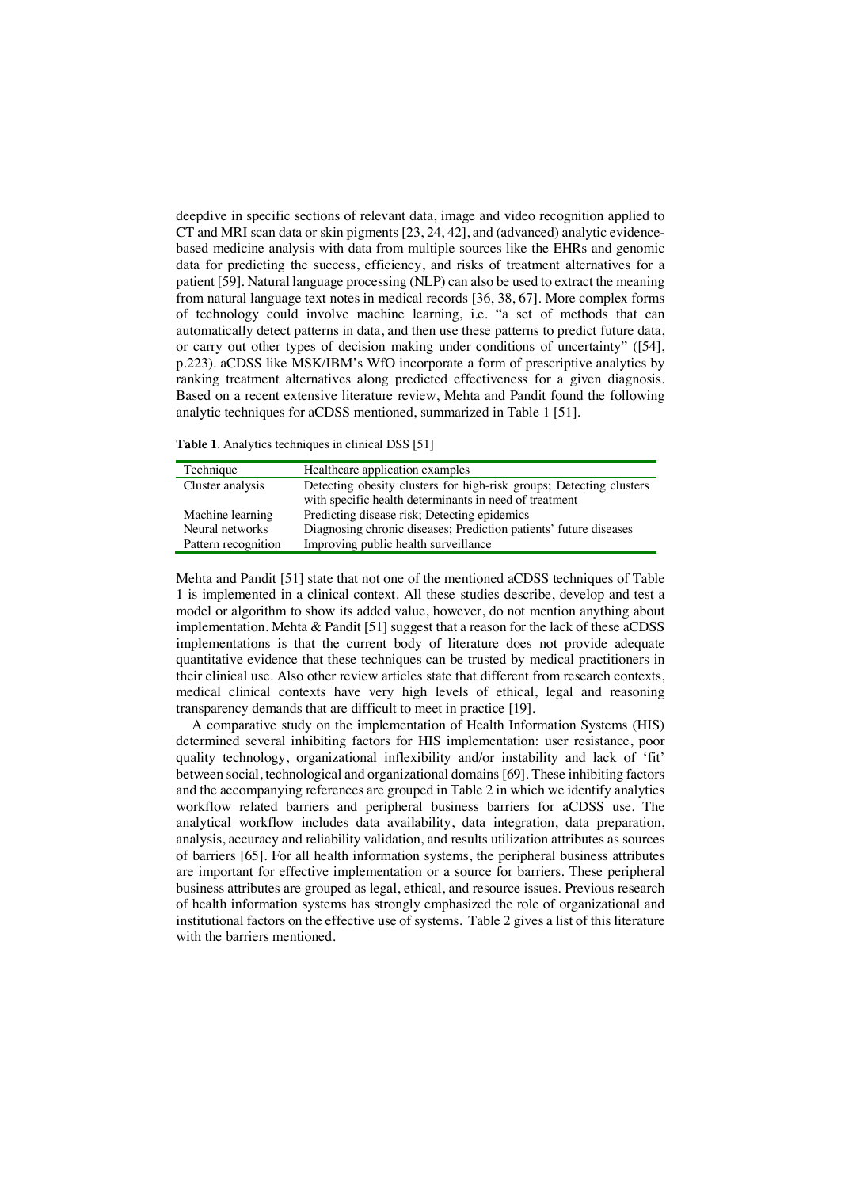deepdive in specific sections of relevant data, image and video recognition applied to CT and MRI scan data or skin pigments [23, 24, 42], and (advanced) analytic evidence-based medicine analysis with data from multiple sources like the EHRs and genomic data for predicting the success, efficiency, and risks of treatment alternatives for a patient [59]. Natural language processing (NLP) can also be used to extract the meaning from natural language text notes in medical records [36, 38, 67]. More complex forms of technology could involve machine learning, i.e. "a set of methods that can automatically detect patterns in data, and then use these patterns to predict future data, or carry out other types of decision making under conditions of uncertainty" ([54], p.223). aCDSS like MSK/IBM's WfO incorporate a form of prescriptive analytics by ranking treatment alternatives along predicted effectiveness for a given diagnosis. Based on a recent extensive literature review, Mehta and Pandit found the following analytic techniques for aCDSS mentioned, summarized in Table 1 [51].

**Table 1**. Analytics techniques in clinical DSS [51]

| Technique | Healthcare application examples |
|---|---|
| Cluster analysis | Detecting obesity clusters for high-risk groups; Detecting clusters with specific health determinants in need of treatment |
| Machine learning | Predicting disease risk; Detecting epidemics |
| Neural networks | Diagnosing chronic diseases; Prediction patients' future diseases |
| Pattern recognition | Improving public health surveillance |

Mehta and Pandit [51] state that not one of the mentioned aCDSS techniques of Table 1 is implemented in a clinical context. All these studies describe, develop and test a model or algorithm to show its added value, however, do not mention anything about implementation. Mehta & Pandit [51] suggest that a reason for the lack of these aCDSS implementations is that the current body of literature does not provide adequate quantitative evidence that these techniques can be trusted by medical practitioners in their clinical use. Also other review articles state that different from research contexts, medical clinical contexts have very high levels of ethical, legal and reasoning transparency demands that are difficult to meet in practice [19].

A comparative study on the implementation of Health Information Systems (HIS) determined several inhibiting factors for HIS implementation: user resistance, poor quality technology, organizational inflexibility and/or instability and lack of 'fit' between social, technological and organizational domains [69]. These inhibiting factors and the accompanying references are grouped in Table 2 in which we identify analytics workflow related barriers and peripheral business barriers for aCDSS use. The analytical workflow includes data availability, data integration, data preparation, analysis, accuracy and reliability validation, and results utilization attributes as sources of barriers [65]. For all health information systems, the peripheral business attributes are important for effective implementation or a source for barriers. These peripheral business attributes are grouped as legal, ethical, and resource issues. Previous research of health information systems has strongly emphasized the role of organizational and institutional factors on the effective use of systems. Table 2 gives a list of this literature with the barriers mentioned.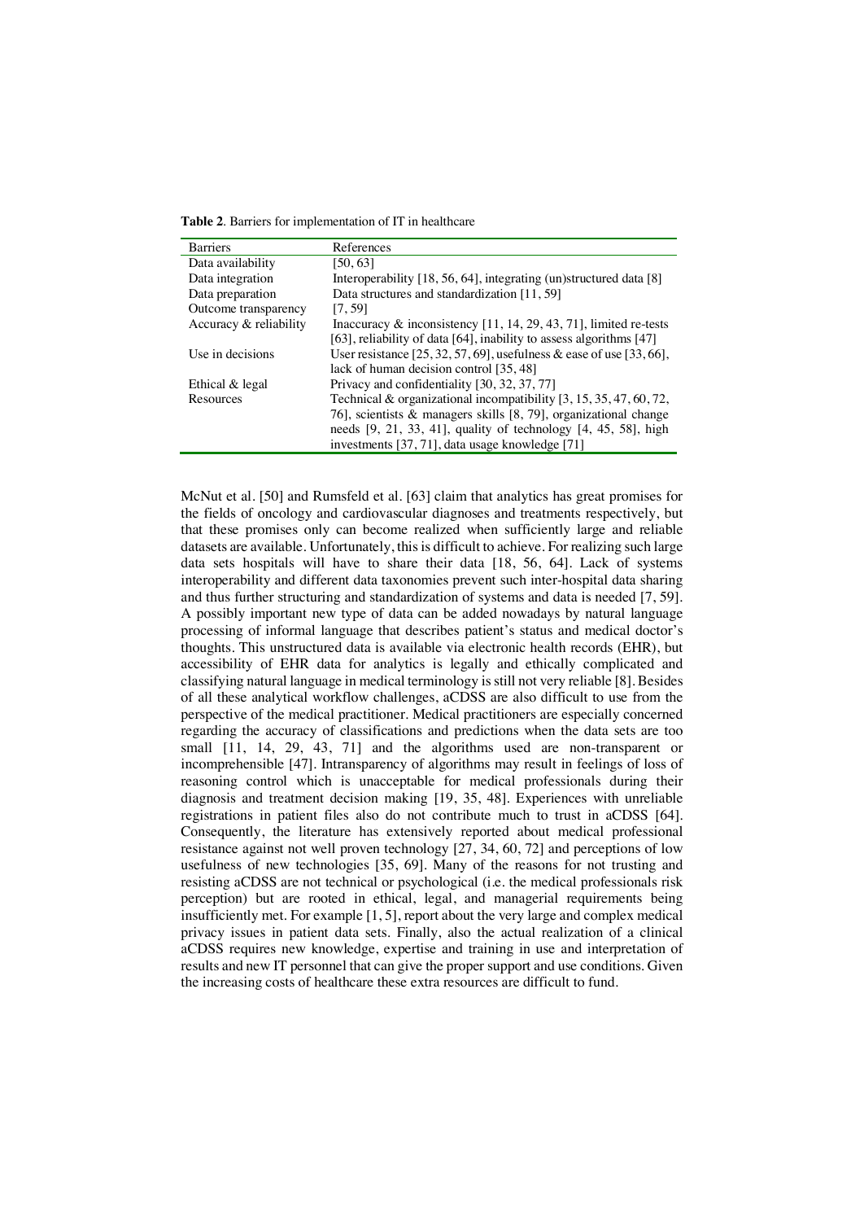**Table 2**. Barriers for implementation of IT in healthcare

| Barriers | References |
|---|---|
| Data availability | [50, 63] |
| Data integration | Interoperability [18, 56, 64], integrating (un)structured data [8] |
| Data preparation | Data structures and standardization [11, 59] |
| Outcome transparency | [7, 59] |
| Accuracy & reliability | Inaccuracy & inconsistency [11, 14, 29, 43, 71], limited re-tests [63], reliability of data [64], inability to assess algorithms [47] |
| Use in decisions | User resistance [25, 32, 57, 69], usefulness & ease of use [33, 66], lack of human decision control [35, 48] |
| Ethical & legal | Privacy and confidentiality [30, 32, 37, 77] |
| Resources | Technical & organizational incompatibility [3, 15, 35, 47, 60, 72, 76], scientists & managers skills [8, 79], organizational change needs [9, 21, 33, 41], quality of technology [4, 45, 58], high investments [37, 71], data usage knowledge [71] |

McNut et al. [50] and Rumsfeld et al. [63] claim that analytics has great promises for the fields of oncology and cardiovascular diagnoses and treatments respectively, but that these promises only can become realized when sufficiently large and reliable datasets are available. Unfortunately, this is difficult to achieve. For realizing such large data sets hospitals will have to share their data [18, 56, 64]. Lack of systems interoperability and different data taxonomies prevent such inter-hospital data sharing and thus further structuring and standardization of systems and data is needed [7, 59]. A possibly important new type of data can be added nowadays by natural language processing of informal language that describes patient's status and medical doctor's thoughts. This unstructured data is available via electronic health records (EHR), but accessibility of EHR data for analytics is legally and ethically complicated and classifying natural language in medical terminology is still not very reliable [8]. Besides of all these analytical workflow challenges, aCDSS are also difficult to use from the perspective of the medical practitioner. Medical practitioners are especially concerned regarding the accuracy of classifications and predictions when the data sets are too small [11, 14, 29, 43, 71] and the algorithms used are non-transparent or incomprehensible [47]. Intransparency of algorithms may result in feelings of loss of reasoning control which is unacceptable for medical professionals during their diagnosis and treatment decision making [19, 35, 48]. Experiences with unreliable registrations in patient files also do not contribute much to trust in aCDSS [64]. Consequently, the literature has extensively reported about medical professional resistance against not well proven technology [27, 34, 60, 72] and perceptions of low usefulness of new technologies [35, 69]. Many of the reasons for not trusting and resisting aCDSS are not technical or psychological (i.e. the medical professionals risk perception) but are rooted in ethical, legal, and managerial requirements being insufficiently met. For example [1, 5], report about the very large and complex medical privacy issues in patient data sets. Finally, also the actual realization of a clinical aCDSS requires new knowledge, expertise and training in use and interpretation of results and new IT personnel that can give the proper support and use conditions. Given the increasing costs of healthcare these extra resources are difficult to fund.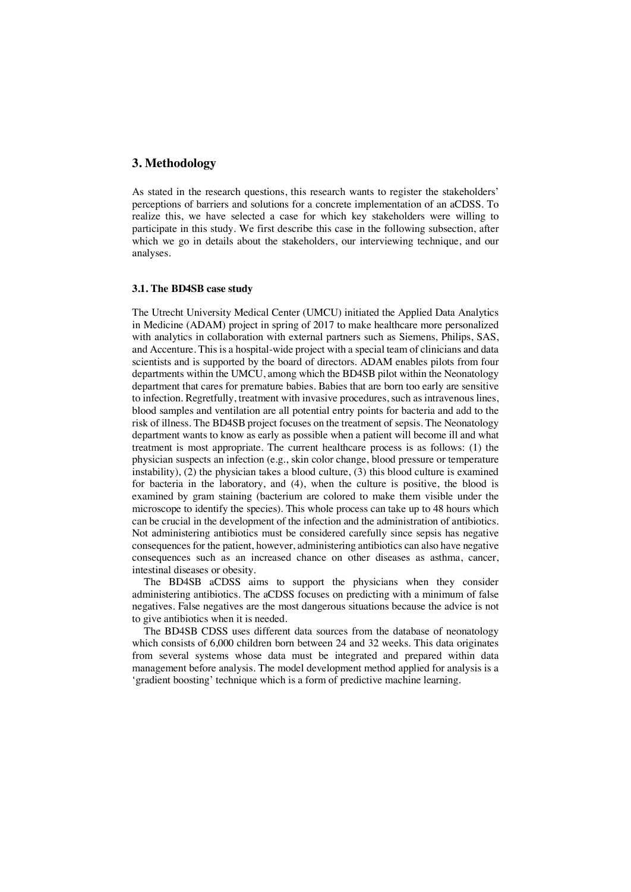## 3. Methodology

As stated in the research questions, this research wants to register the stakeholders' perceptions of barriers and solutions for a concrete implementation of an aCDSS. To realize this, we have selected a case for which key stakeholders were willing to participate in this study. We first describe this case in the following subsection, after which we go in details about the stakeholders, our interviewing technique, and our analyses.

### 3.1. The BD4SB case study

The Utrecht University Medical Center (UMCU) initiated the Applied Data Analytics in Medicine (ADAM) project in spring of 2017 to make healthcare more personalized with analytics in collaboration with external partners such as Siemens, Philips, SAS, and Accenture. This is a hospital-wide project with a special team of clinicians and data scientists and is supported by the board of directors. ADAM enables pilots from four departments within the UMCU, among which the BD4SB pilot within the Neonatology department that cares for premature babies. Babies that are born too early are sensitive to infection. Regretfully, treatment with invasive procedures, such as intravenous lines, blood samples and ventilation are all potential entry points for bacteria and add to the risk of illness. The BD4SB project focuses on the treatment of sepsis. The Neonatology department wants to know as early as possible when a patient will become ill and what treatment is most appropriate. The current healthcare process is as follows: (1) the physician suspects an infection (e.g., skin color change, blood pressure or temperature instability), (2) the physician takes a blood culture, (3) this blood culture is examined for bacteria in the laboratory, and (4), when the culture is positive, the blood is examined by gram staining (bacterium are colored to make them visible under the microscope to identify the species). This whole process can take up to 48 hours which can be crucial in the development of the infection and the administration of antibiotics. Not administering antibiotics must be considered carefully since sepsis has negative consequences for the patient, however, administering antibiotics can also have negative consequences such as an increased chance on other diseases as asthma, cancer, intestinal diseases or obesity.

The BD4SB aCDSS aims to support the physicians when they consider administering antibiotics. The aCDSS focuses on predicting with a minimum of false negatives. False negatives are the most dangerous situations because the advice is not to give antibiotics when it is needed.

The BD4SB CDSS uses different data sources from the database of neonatology which consists of 6,000 children born between 24 and 32 weeks. This data originates from several systems whose data must be integrated and prepared within data management before analysis. The model development method applied for analysis is a 'gradient boosting' technique which is a form of predictive machine learning.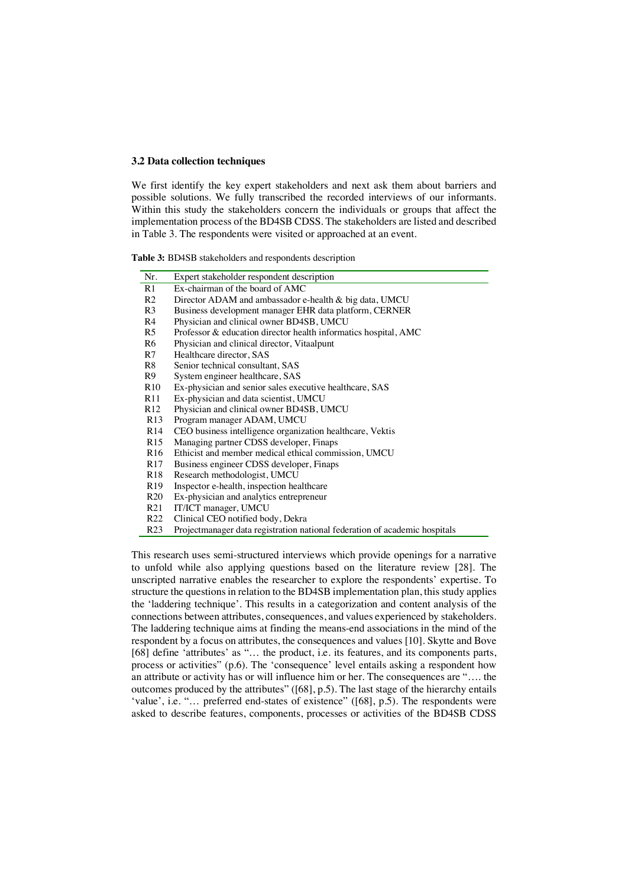### 3.2 Data collection techniques

We first identify the key expert stakeholders and next ask them about barriers and possible solutions. We fully transcribed the recorded interviews of our informants. Within this study the stakeholders concern the individuals or groups that affect the implementation process of the BD4SB CDSS. The stakeholders are listed and described in Table 3. The respondents were visited or approached at an event.

**Table 3:** BD4SB stakeholders and respondents description

| Nr. | Expert stakeholder respondent description |
|---|---|
| R1 | Ex-chairman of the board of AMC |
| R2 | Director ADAM and ambassador e-health & big data, UMCU |
| R3 | Business development manager EHR data platform, CERNER |
| R4 | Physician and clinical owner BD4SB, UMCU |
| R5 | Professor & education director health informatics hospital, AMC |
| R6 | Physician and clinical director, Vitaalpunt |
| R7 | Healthcare director, SAS |
| R8 | Senior technical consultant, SAS |
| R9 | System engineer healthcare, SAS |
| R10 | Ex-physician and senior sales executive healthcare, SAS |
| R11 | Ex-physician and data scientist, UMCU |
| R12 | Physician and clinical owner BD4SB, UMCU |
| R13 | Program manager ADAM, UMCU |
| R14 | CEO business intelligence organization healthcare, Vektis |
| R15 | Managing partner CDSS developer, Finaps |
| R16 | Ethicist and member medical ethical commission, UMCU |
| R17 | Business engineer CDSS developer, Finaps |
| R18 | Research methodologist, UMCU |
| R19 | Inspector e-health, inspection healthcare |
| R20 | Ex-physician and analytics entrepreneur |
| R21 | IT/ICT manager, UMCU |
| R22 | Clinical CEO notified body, Dekra |
| R23 | Projectmanager data registration national federation of academic hospitals |

This research uses semi-structured interviews which provide openings for a narrative to unfold while also applying questions based on the literature review [28]. The unscripted narrative enables the researcher to explore the respondents' expertise. To structure the questions in relation to the BD4SB implementation plan, this study applies the 'laddering technique'. This results in a categorization and content analysis of the connections between attributes, consequences, and values experienced by stakeholders. The laddering technique aims at finding the means-end associations in the mind of the respondent by a focus on attributes, the consequences and values [10]. Skytte and Bove [68] define 'attributes' as "… the product, i.e. its features, and its components parts, process or activities" (p.6). The 'consequence' level entails asking a respondent how an attribute or activity has or will influence him or her. The consequences are "…. the outcomes produced by the attributes" ([68], p.5). The last stage of the hierarchy entails 'value', i.e. "… preferred end-states of existence" ([68], p.5). The respondents were asked to describe features, components, processes or activities of the BD4SB CDSS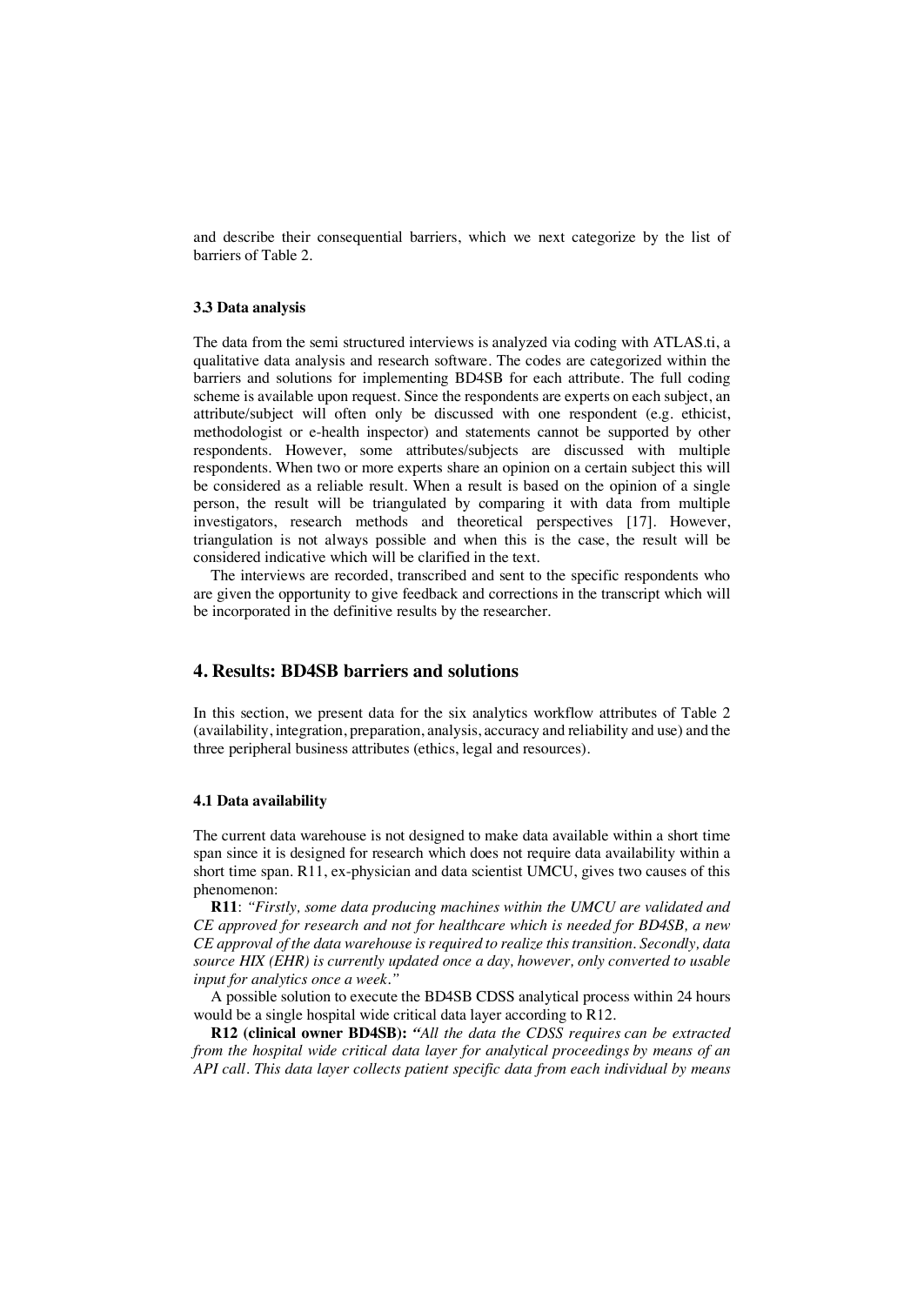and describe their consequential barriers, which we next categorize by the list of barriers of Table 2.

### 3.3 Data analysis

The data from the semi structured interviews is analyzed via coding with ATLAS.ti, a qualitative data analysis and research software. The codes are categorized within the barriers and solutions for implementing BD4SB for each attribute. The full coding scheme is available upon request. Since the respondents are experts on each subject, an attribute/subject will often only be discussed with one respondent (e.g. ethicist, methodologist or e-health inspector) and statements cannot be supported by other respondents. However, some attributes/subjects are discussed with multiple respondents. When two or more experts share an opinion on a certain subject this will be considered as a reliable result. When a result is based on the opinion of a single person, the result will be triangulated by comparing it with data from multiple investigators, research methods and theoretical perspectives [17]. However, triangulation is not always possible and when this is the case, the result will be considered indicative which will be clarified in the text.

The interviews are recorded, transcribed and sent to the specific respondents who are given the opportunity to give feedback and corrections in the transcript which will be incorporated in the definitive results by the researcher.

## 4. Results: BD4SB barriers and solutions

In this section, we present data for the six analytics workflow attributes of Table 2 (availability, integration, preparation, analysis, accuracy and reliability and use) and the three peripheral business attributes (ethics, legal and resources).

### 4.1 Data availability

The current data warehouse is not designed to make data available within a short time span since it is designed for research which does not require data availability within a short time span. R11, ex-physician and data scientist UMCU, gives two causes of this phenomenon:

**R11**: *"Firstly, some data producing machines within the UMCU are validated and CE approved for research and not for healthcare which is needed for BD4SB, a new CE approval of the data warehouse is required to realize this transition. Secondly, data source HIX (EHR) is currently updated once a day, however, only converted to usable input for analytics once a week."*

A possible solution to execute the BD4SB CDSS analytical process within 24 hours would be a single hospital wide critical data layer according to R12.

**R12 (clinical owner BD4SB):** *"All the data the CDSS requires can be extracted from the hospital wide critical data layer for analytical proceedings by means of an API call. This data layer collects patient specific data from each individual by means*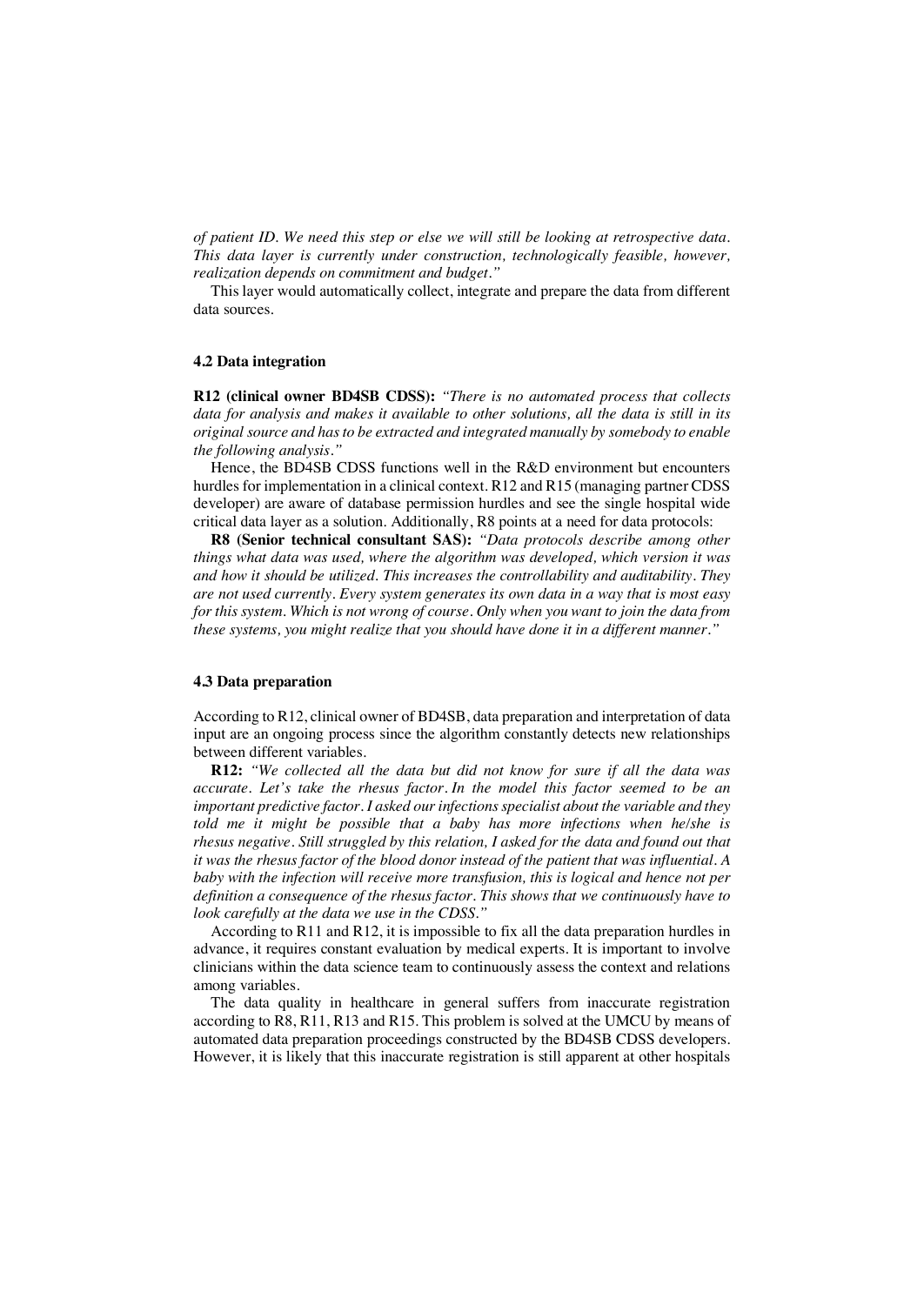*of patient ID. We need this step or else we will still be looking at retrospective data. This data layer is currently under construction, technologically feasible, however, realization depends on commitment and budget."*

This layer would automatically collect, integrate and prepare the data from different data sources.

### 4.2 Data integration

**R12 (clinical owner BD4SB CDSS):** *"There is no automated process that collects data for analysis and makes it available to other solutions, all the data is still in its original source and has to be extracted and integrated manually by somebody to enable the following analysis."*

Hence, the BD4SB CDSS functions well in the R&D environment but encounters hurdles for implementation in a clinical context. R12 and R15 (managing partner CDSS developer) are aware of database permission hurdles and see the single hospital wide critical data layer as a solution. Additionally, R8 points at a need for data protocols:

**R8 (Senior technical consultant SAS):** *"Data protocols describe among other things what data was used, where the algorithm was developed, which version it was and how it should be utilized. This increases the controllability and auditability. They are not used currently. Every system generates its own data in a way that is most easy for this system. Which is not wrong of course. Only when you want to join the data from these systems, you might realize that you should have done it in a different manner."*

### 4.3 Data preparation

According to R12, clinical owner of BD4SB, data preparation and interpretation of data input are an ongoing process since the algorithm constantly detects new relationships between different variables.

**R12:** *"We collected all the data but did not know for sure if all the data was accurate. Let's take the rhesus factor. In the model this factor seemed to be an important predictive factor. I asked our infections specialist about the variable and they told me it might be possible that a baby has more infections when he/she is rhesus negative. Still struggled by this relation, I asked for the data and found out that it was the rhesus factor of the blood donor instead of the patient that was influential. A baby with the infection will receive more transfusion, this is logical and hence not per definition a consequence of the rhesus factor. This shows that we continuously have to look carefully at the data we use in the CDSS."*

According to R11 and R12, it is impossible to fix all the data preparation hurdles in advance, it requires constant evaluation by medical experts. It is important to involve clinicians within the data science team to continuously assess the context and relations among variables.

The data quality in healthcare in general suffers from inaccurate registration according to R8, R11, R13 and R15. This problem is solved at the UMCU by means of automated data preparation proceedings constructed by the BD4SB CDSS developers. However, it is likely that this inaccurate registration is still apparent at other hospitals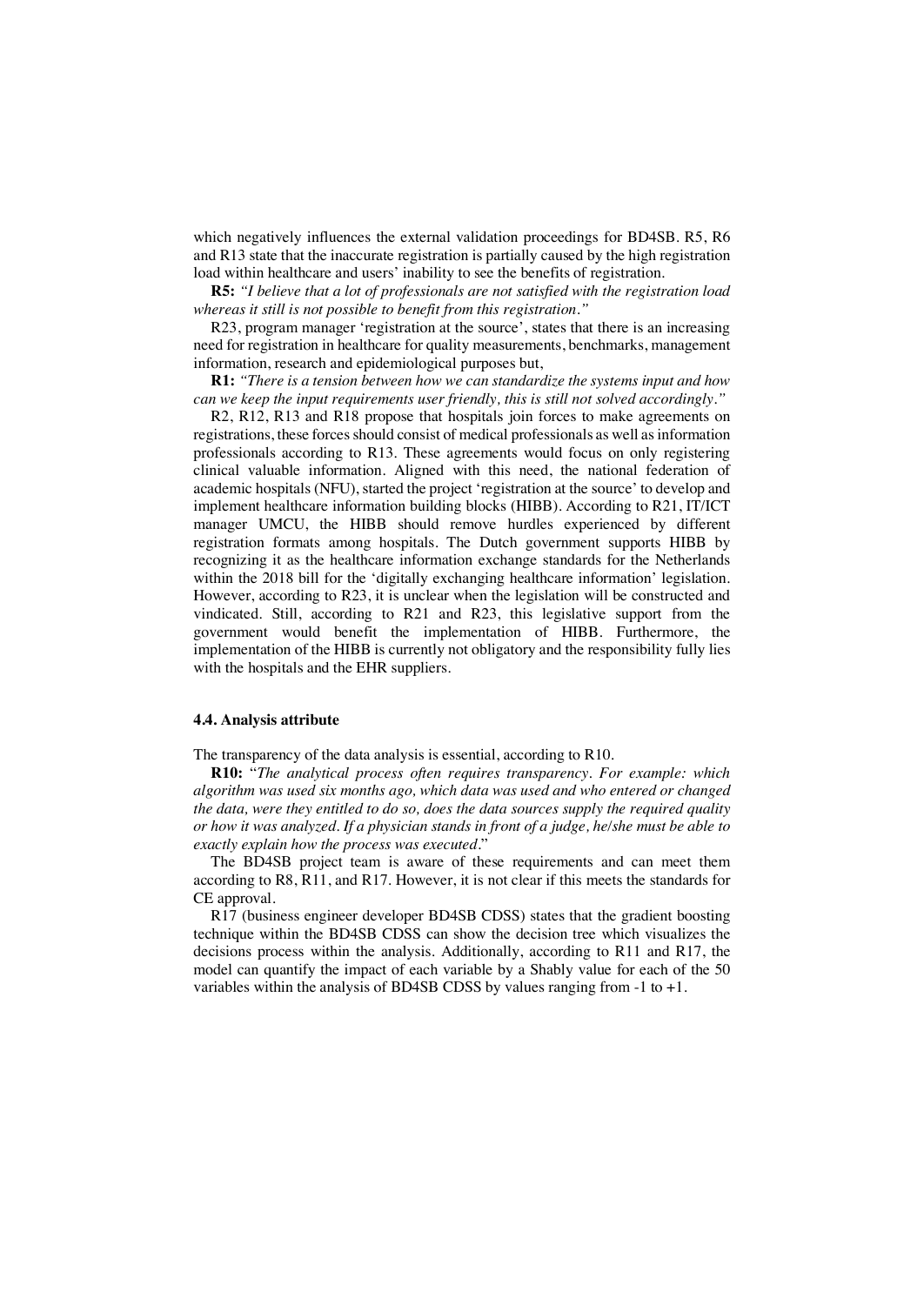which negatively influences the external validation proceedings for BD4SB. R5, R6 and R13 state that the inaccurate registration is partially caused by the high registration load within healthcare and users' inability to see the benefits of registration.

**R5:** *"I believe that a lot of professionals are not satisfied with the registration load whereas it still is not possible to benefit from this registration."*

R23, program manager 'registration at the source', states that there is an increasing need for registration in healthcare for quality measurements, benchmarks, management information, research and epidemiological purposes but,

**R1:** *"There is a tension between how we can standardize the systems input and how can we keep the input requirements user friendly, this is still not solved accordingly."*

R2, R12, R13 and R18 propose that hospitals join forces to make agreements on registrations, these forces should consist of medical professionals as well as information professionals according to R13. These agreements would focus on only registering clinical valuable information. Aligned with this need, the national federation of academic hospitals (NFU), started the project 'registration at the source' to develop and implement healthcare information building blocks (HIBB). According to R21, IT/ICT manager UMCU, the HIBB should remove hurdles experienced by different registration formats among hospitals. The Dutch government supports HIBB by recognizing it as the healthcare information exchange standards for the Netherlands within the 2018 bill for the 'digitally exchanging healthcare information' legislation. However, according to R23, it is unclear when the legislation will be constructed and vindicated. Still, according to R21 and R23, this legislative support from the government would benefit the implementation of HIBB. Furthermore, the implementation of the HIBB is currently not obligatory and the responsibility fully lies with the hospitals and the EHR suppliers.

### 4.4. Analysis attribute

The transparency of the data analysis is essential, according to R10.

**R10:** "*The analytical process often requires transparency. For example: which algorithm was used six months ago, which data was used and who entered or changed the data, were they entitled to do so, does the data sources supply the required quality or how it was analyzed. If a physician stands in front of a judge, he/she must be able to exactly explain how the process was executed*."

The BD4SB project team is aware of these requirements and can meet them according to R8, R11, and R17. However, it is not clear if this meets the standards for CE approval.

R17 (business engineer developer BD4SB CDSS) states that the gradient boosting technique within the BD4SB CDSS can show the decision tree which visualizes the decisions process within the analysis. Additionally, according to R11 and R17, the model can quantify the impact of each variable by a Shably value for each of the 50 variables within the analysis of BD4SB CDSS by values ranging from -1 to +1.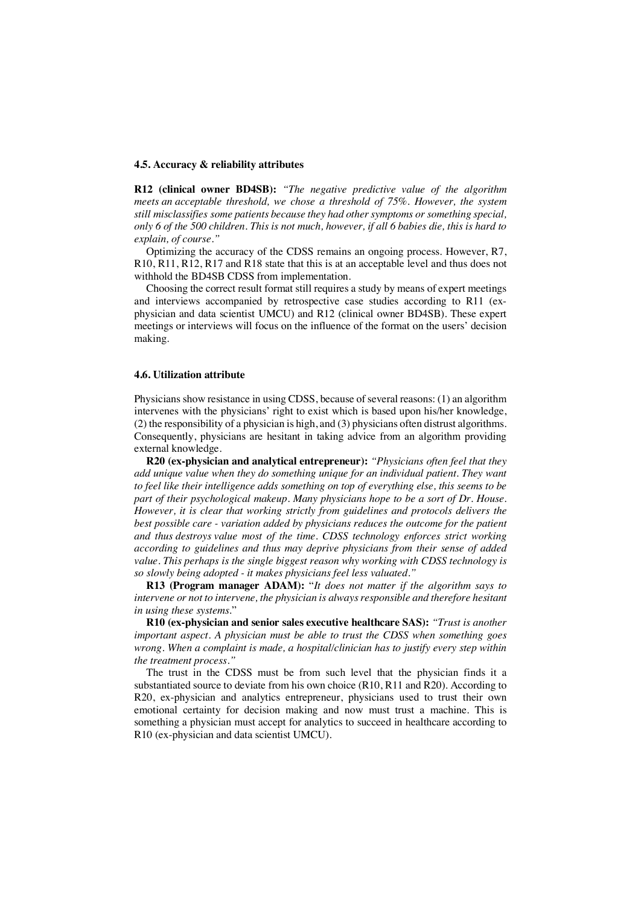### 4.5. Accuracy & reliability attributes

**R12 (clinical owner BD4SB):** *"The negative predictive value of the algorithm meets an acceptable threshold, we chose a threshold of 75%. However, the system still misclassifies some patients because they had other symptoms or something special, only 6 of the 500 children. This is not much, however, if all 6 babies die, this is hard to explain, of course."*

Optimizing the accuracy of the CDSS remains an ongoing process. However, R7, R10, R11, R12, R17 and R18 state that this is at an acceptable level and thus does not withhold the BD4SB CDSS from implementation.

Choosing the correct result format still requires a study by means of expert meetings and interviews accompanied by retrospective case studies according to R11 (ex-physician and data scientist UMCU) and R12 (clinical owner BD4SB). These expert meetings or interviews will focus on the influence of the format on the users' decision making.

### 4.6. Utilization attribute

Physicians show resistance in using CDSS, because of several reasons: (1) an algorithm intervenes with the physicians' right to exist which is based upon his/her knowledge, (2) the responsibility of a physician is high, and (3) physicians often distrust algorithms. Consequently, physicians are hesitant in taking advice from an algorithm providing external knowledge.

**R20 (ex-physician and analytical entrepreneur):** *"Physicians often feel that they add unique value when they do something unique for an individual patient. They want to feel like their intelligence adds something on top of everything else, this seems to be part of their psychological makeup. Many physicians hope to be a sort of Dr. House. However, it is clear that working strictly from guidelines and protocols delivers the best possible care - variation added by physicians reduces the outcome for the patient and thus destroys value most of the time. CDSS technology enforces strict working according to guidelines and thus may deprive physicians from their sense of added value. This perhaps is the single biggest reason why working with CDSS technology is so slowly being adopted - it makes physicians feel less valuated."*

**R13 (Program manager ADAM):** "*It does not matter if the algorithm says to intervene or not to intervene, the physician is always responsible and therefore hesitant in using these systems.*"

**R10 (ex-physician and senior sales executive healthcare SAS):** *"Trust is another important aspect. A physician must be able to trust the CDSS when something goes wrong. When a complaint is made, a hospital/clinician has to justify every step within the treatment process."*

The trust in the CDSS must be from such level that the physician finds it a substantiated source to deviate from his own choice (R10, R11 and R20). According to R20, ex-physician and analytics entrepreneur, physicians used to trust their own emotional certainty for decision making and now must trust a machine. This is something a physician must accept for analytics to succeed in healthcare according to R10 (ex-physician and data scientist UMCU).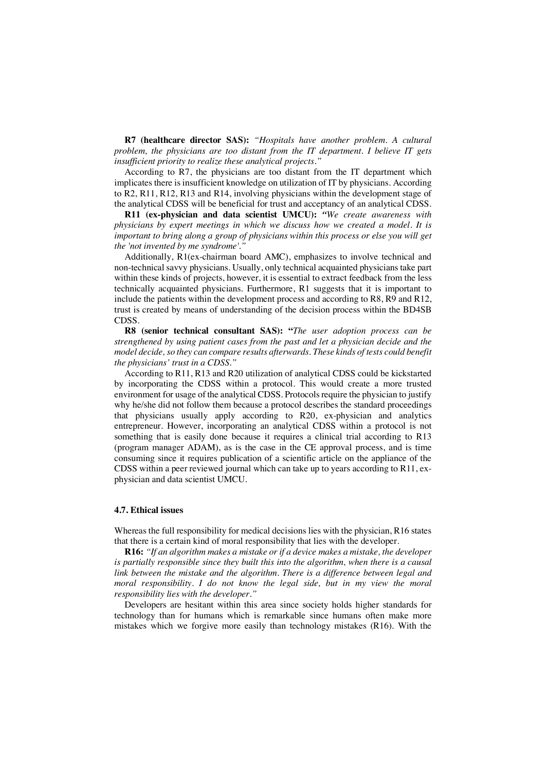**R7 (healthcare director SAS):** *"Hospitals have another problem. A cultural problem, the physicians are too distant from the IT department. I believe IT gets insufficient priority to realize these analytical projects."*

According to R7, the physicians are too distant from the IT department which implicates there is insufficient knowledge on utilization of IT by physicians. According to R2, R11, R12, R13 and R14, involving physicians within the development stage of the analytical CDSS will be beneficial for trust and acceptancy of an analytical CDSS.

**R11 (ex-physician and data scientist UMCU):** *"We create awareness with physicians by expert meetings in which we discuss how we created a model. It is important to bring along a group of physicians within this process or else you will get the 'not invented by me syndrome'."*

Additionally, R1(ex-chairman board AMC), emphasizes to involve technical and non-technical savvy physicians. Usually, only technical acquainted physicians take part within these kinds of projects, however, it is essential to extract feedback from the less technically acquainted physicians. Furthermore, R1 suggests that it is important to include the patients within the development process and according to R8, R9 and R12, trust is created by means of understanding of the decision process within the BD4SB CDSS.

**R8 (senior technical consultant SAS): "***The user adoption process can be strengthened by using patient cases from the past and let a physician decide and the model decide, so they can compare results afterwards. These kinds of tests could benefit the physicians' trust in a CDSS."*

According to R11, R13 and R20 utilization of analytical CDSS could be kickstarted by incorporating the CDSS within a protocol. This would create a more trusted environment for usage of the analytical CDSS. Protocols require the physician to justify why he/she did not follow them because a protocol describes the standard proceedings that physicians usually apply according to R20, ex-physician and analytics entrepreneur. However, incorporating an analytical CDSS within a protocol is not something that is easily done because it requires a clinical trial according to R13 (program manager ADAM), as is the case in the CE approval process, and is time consuming since it requires publication of a scientific article on the appliance of the CDSS within a peer reviewed journal which can take up to years according to R11, ex-physician and data scientist UMCU.

### 4.7. Ethical issues

Whereas the full responsibility for medical decisions lies with the physician, R16 states that there is a certain kind of moral responsibility that lies with the developer.

**R16:** *"If an algorithm makes a mistake or if a device makes a mistake, the developer is partially responsible since they built this into the algorithm, when there is a causal link between the mistake and the algorithm. There is a difference between legal and moral responsibility. I do not know the legal side, but in my view the moral responsibility lies with the developer."*

Developers are hesitant within this area since society holds higher standards for technology than for humans which is remarkable since humans often make more mistakes which we forgive more easily than technology mistakes (R16). With the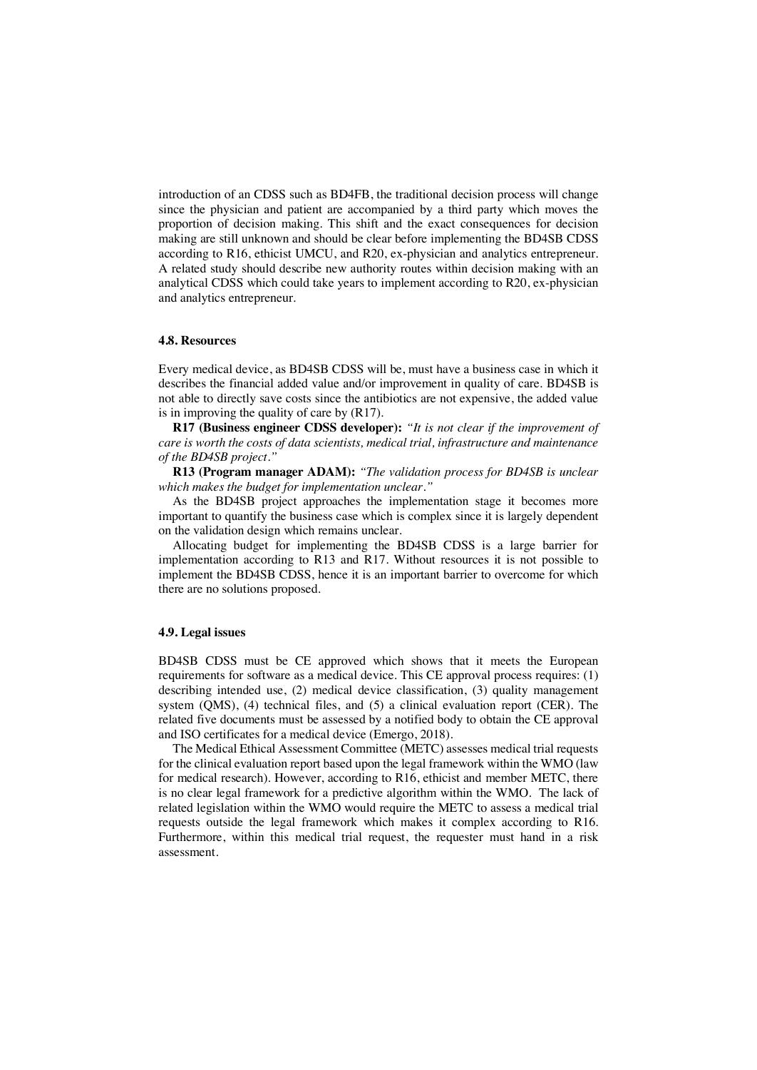introduction of an CDSS such as BD4FB, the traditional decision process will change since the physician and patient are accompanied by a third party which moves the proportion of decision making. This shift and the exact consequences for decision making are still unknown and should be clear before implementing the BD4SB CDSS according to R16, ethicist UMCU, and R20, ex-physician and analytics entrepreneur. A related study should describe new authority routes within decision making with an analytical CDSS which could take years to implement according to R20, ex-physician and analytics entrepreneur.

#### 4.8. Resources

Every medical device, as BD4SB CDSS will be, must have a business case in which it describes the financial added value and/or improvement in quality of care. BD4SB is not able to directly save costs since the antibiotics are not expensive, the added value is in improving the quality of care by (R17).

**R17 (Business engineer CDSS developer):** *"It is not clear if the improvement of care is worth the costs of data scientists, medical trial, infrastructure and maintenance of the BD4SB project."*

**R13 (Program manager ADAM):** *"The validation process for BD4SB is unclear which makes the budget for implementation unclear."*

As the BD4SB project approaches the implementation stage it becomes more important to quantify the business case which is complex since it is largely dependent on the validation design which remains unclear.

Allocating budget for implementing the BD4SB CDSS is a large barrier for implementation according to R13 and R17. Without resources it is not possible to implement the BD4SB CDSS, hence it is an important barrier to overcome for which there are no solutions proposed.

#### 4.9. Legal issues

BD4SB CDSS must be CE approved which shows that it meets the European requirements for software as a medical device. This CE approval process requires: (1) describing intended use, (2) medical device classification, (3) quality management system (QMS), (4) technical files, and (5) a clinical evaluation report (CER). The related five documents must be assessed by a notified body to obtain the CE approval and ISO certificates for a medical device (Emergo, 2018).

The Medical Ethical Assessment Committee (METC) assesses medical trial requests for the clinical evaluation report based upon the legal framework within the WMO (law for medical research). However, according to R16, ethicist and member METC, there is no clear legal framework for a predictive algorithm within the WMO. The lack of related legislation within the WMO would require the METC to assess a medical trial requests outside the legal framework which makes it complex according to R16. Furthermore, within this medical trial request, the requester must hand in a risk assessment.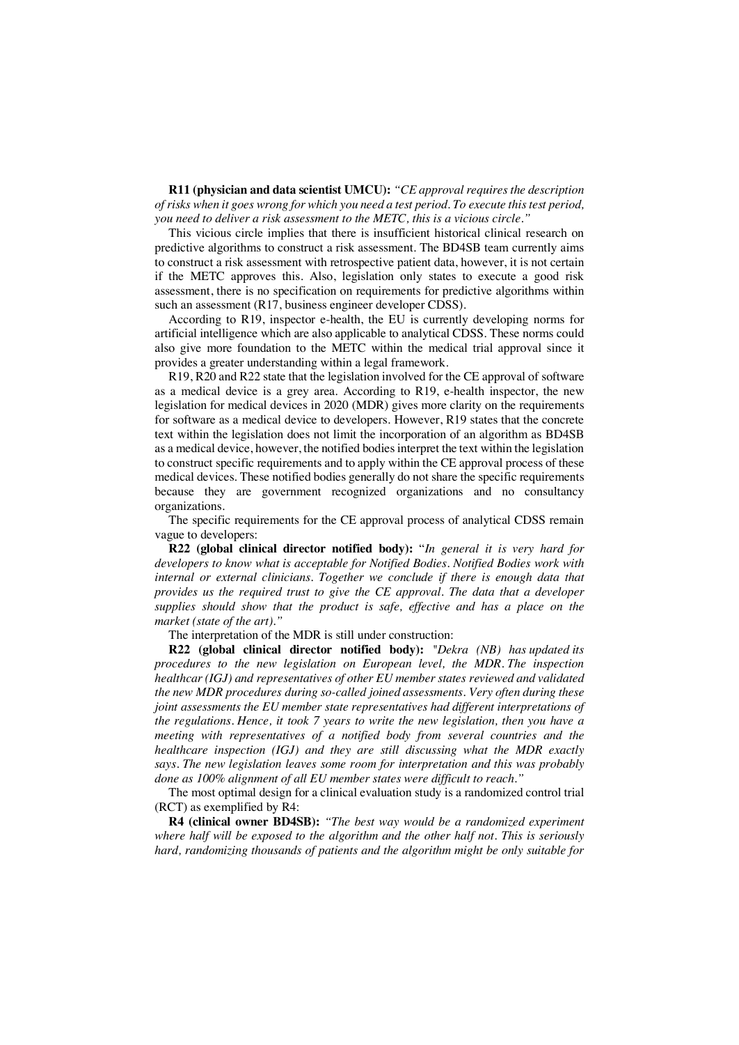**R11 (physician and data scientist UMCU):** *"CE approval requires the description of risks when it goes wrong for which you need a test period. To execute this test period, you need to deliver a risk assessment to the METC, this is a vicious circle."*

This vicious circle implies that there is insufficient historical clinical research on predictive algorithms to construct a risk assessment. The BD4SB team currently aims to construct a risk assessment with retrospective patient data, however, it is not certain if the METC approves this. Also, legislation only states to execute a good risk assessment, there is no specification on requirements for predictive algorithms within such an assessment (R17, business engineer developer CDSS).

According to R19, inspector e-health, the EU is currently developing norms for artificial intelligence which are also applicable to analytical CDSS. These norms could also give more foundation to the METC within the medical trial approval since it provides a greater understanding within a legal framework.

R19, R20 and R22 state that the legislation involved for the CE approval of software as a medical device is a grey area. According to R19, e-health inspector, the new legislation for medical devices in 2020 (MDR) gives more clarity on the requirements for software as a medical device to developers. However, R19 states that the concrete text within the legislation does not limit the incorporation of an algorithm as BD4SB as a medical device, however, the notified bodies interpret the text within the legislation to construct specific requirements and to apply within the CE approval process of these medical devices. These notified bodies generally do not share the specific requirements because they are government recognized organizations and no consultancy organizations.

The specific requirements for the CE approval process of analytical CDSS remain vague to developers:

**R22 (global clinical director notified body):** "*In general it is very hard for developers to know what is acceptable for Notified Bodies. Notified Bodies work with internal or external clinicians. Together we conclude if there is enough data that provides us the required trust to give the CE approval. The data that a developer supplies should show that the product is safe, effective and has a place on the market (state of the art)."*

The interpretation of the MDR is still under construction:

**R22 (global clinical director):** "*Dekra (NB) has updated its procedures to the new legislation on European level, the MDR. The inspection healthcar (IGJ) and representatives of other EU member states reviewed and validated the new MDR procedures during so-called joined assessments. Very often during these joint assessments the EU member state representatives had different interpretations of the regulations. Hence, it took 7 years to write the new legislation, then you have a meeting with representatives of a notified body from several countries and the healthcare inspection (IGJ) and they are still discussing what the MDR exactly says. The new legislation leaves some room for interpretation and this was probably done as 100% alignment of all EU member states were difficult to reach."*

The most optimal design for a clinical evaluation study is a randomized control trial (RCT) as exemplified by R4:

**R4 (clinical owner BD4SB):** *"The best way would be a randomized experiment where half will be exposed to the algorithm and the other half not. This is seriously hard, randomizing thousands of patients and the algorithm might be only suitable for*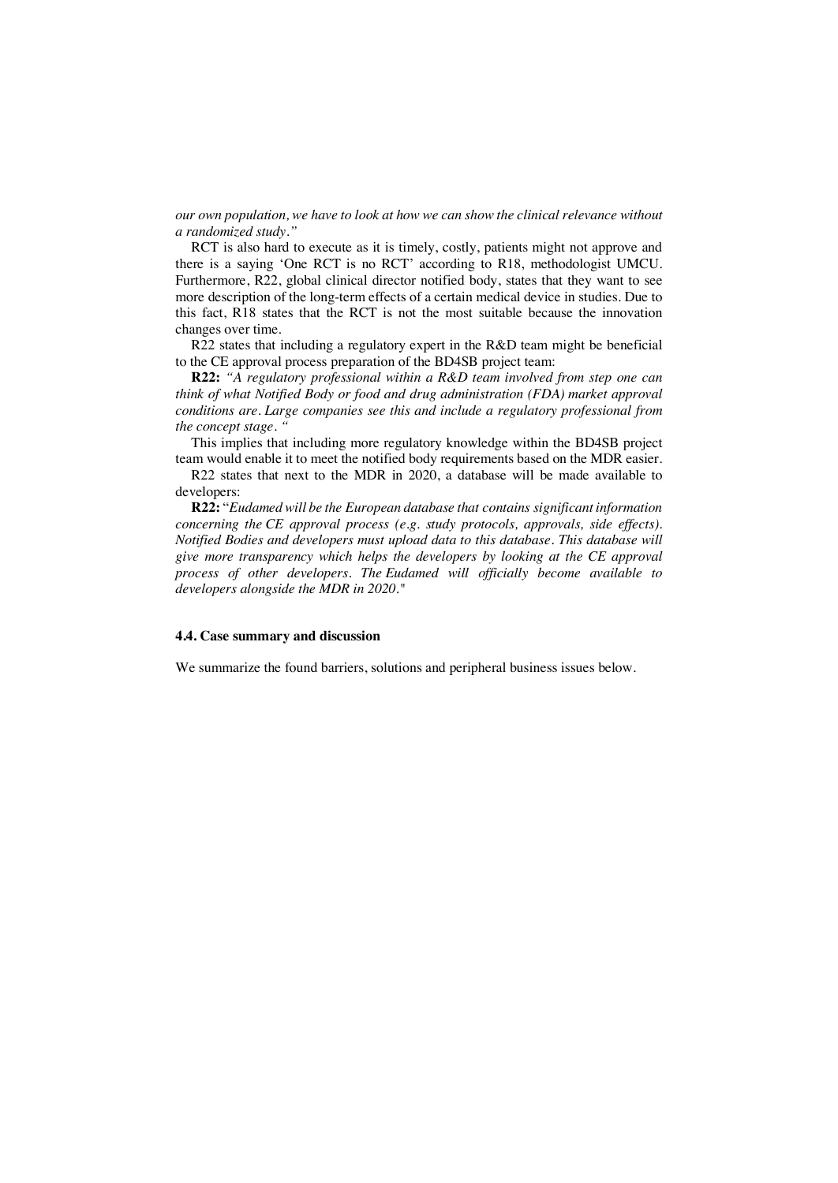*our own population, we have to look at how we can show the clinical relevance without a randomized study."*

RCT is also hard to execute as it is timely, costly, patients might not approve and there is a saying 'One RCT is no RCT' according to R18, methodologist UMCU. Furthermore, R22, global clinical director notified body, states that they want to see more description of the long-term effects of a certain medical device in studies. Due to this fact, R18 states that the RCT is not the most suitable because the innovation changes over time.

R22 states that including a regulatory expert in the R&D team might be beneficial to the CE approval process preparation of the BD4SB project team:

**R22:** *"A regulatory professional within a R&D team involved from step one can think of what Notified Body or food and drug administration (FDA) market approval conditions are. Large companies see this and include a regulatory professional from the concept stage. "*

This implies that including more regulatory knowledge within the BD4SB project team would enable it to meet the notified body requirements based on the MDR easier.

R22 states that next to the MDR in 2020, a database will be made available to developers:

**R22:** "*Eudamed will be the European database that contains significant information concerning the CE approval process (e.g. study protocols, approvals, side effects). Notified Bodies and developers must upload data to this database. This database will give more transparency which helps the developers by looking at the CE approval process of other developers. The Eudamed will officially become available to developers alongside the MDR in 2020.*"

#### 4.4. Case summary and discussion

We summarize the found barriers, solutions and peripheral business issues below.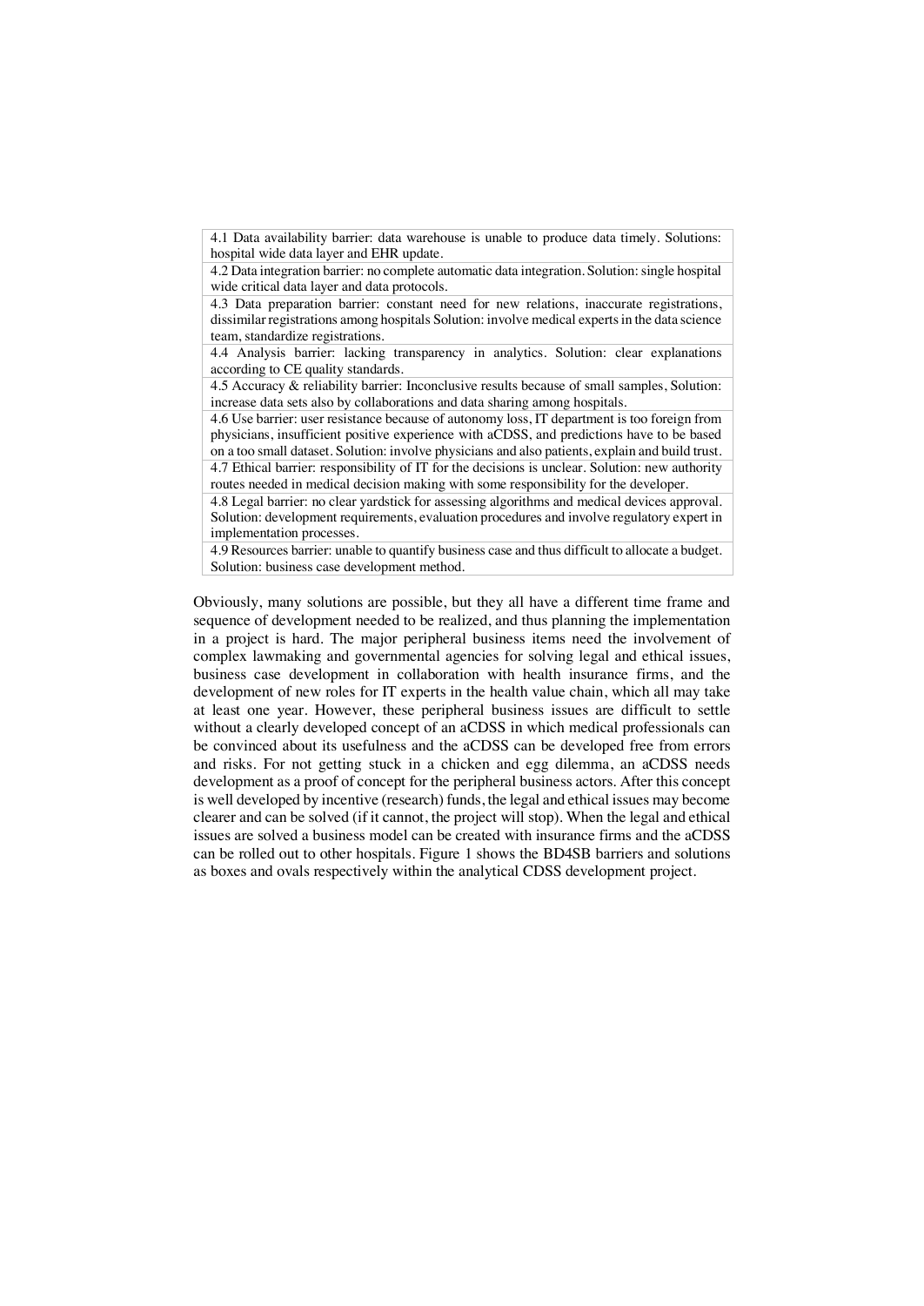| 4.1 Data availability barrier: data warehouse is unable to produce data timely. Solutions: hospital wide data layer and EHR update. |
| --- |
| 4.2 Data integration barrier: no complete automatic data integration. Solution: single hospital wide critical data layer and data protocols. |
| 4.3 Data preparation barrier: constant need for new relations, inaccurate registrations, dissimilar registrations among hospitals Solution: involve medical experts in the data science team, standardize registrations. |
| 4.4 Analysis barrier: lacking transparency in analytics. Solution: clear explanations according to CE quality standards. |
| 4.5 Accuracy & reliability barrier: Inconclusive results because of small samples, Solution: increase data sets also by collaborations and data sharing among hospitals. |
| 4.6 Use barrier: user resistance because of autonomy loss, IT department is too foreign from physicians, insufficient positive experience with aCDSS, and predictions have to be based on a too small dataset. Solution: involve physicians and also patients, explain and build trust. |
| 4.7 Ethical barrier: responsibility of IT for the decisions is unclear. Solution: new authority routes needed in medical decision making with some responsibility for the developer. |
| 4.8 Legal barrier: no clear yardstick for assessing algorithms and medical devices approval. Solution: development requirements, evaluation procedures and involve regulatory expert in implementation processes. |
| 4.9 Resources barrier: unable to quantify business case and thus difficult to allocate a budget. Solution: business case development method. |

Obviously, many solutions are possible, but they all have a different time frame and sequence of development needed to be realized, and thus planning the implementation in a project is hard. The major peripheral business items need the involvement of complex lawmaking and governmental agencies for solving legal and ethical issues, business case development in collaboration with health insurance firms, and the development of new roles for IT experts in the health value chain, which all may take at least one year. However, these peripheral business issues are difficult to settle without a clearly developed concept of an aCDSS in which medical professionals can be convinced about its usefulness and the aCDSS can be developed free from errors and risks. For not getting stuck in a chicken and egg dilemma, an aCDSS needs development as a proof of concept for the peripheral business actors. After this concept is well developed by incentive (research) funds, the legal and ethical issues may become clearer and can be solved (if it cannot, the project will stop). When the legal and ethical issues are solved a business model can be created with insurance firms and the aCDSS can be rolled out to other hospitals. Figure 1 shows the BD4SB barriers and solutions as boxes and ovals respectively within the analytical CDSS development project.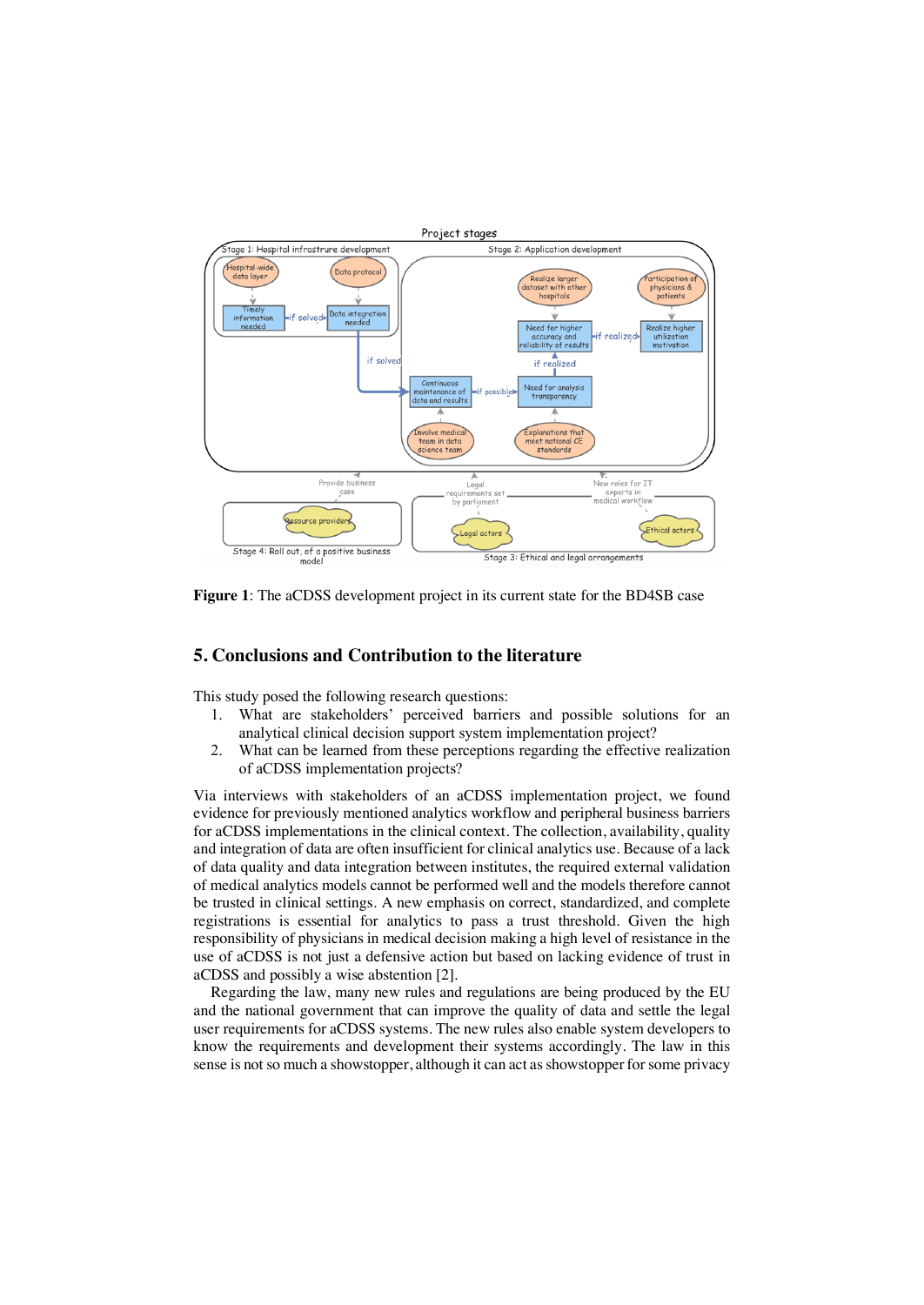**Figure 1**: The aCDSS development project in its current state for the BD4SB case

## 5. Conclusions and Contribution to the literature

This study posed the following research questions:

1. What are stakeholders' perceived barriers and possible solutions for an analytical clinical decision support system implementation project?
2. What can be learned from these perceptions regarding the effective realization of aCDSS implementation projects?

Via interviews with stakeholders of an aCDSS implementation project, we found evidence for previously mentioned analytics workflow and peripheral business barriers for aCDSS implementations in the clinical context. The collection, availability, quality and integration of data are often insufficient for clinical analytics use. Because of a lack of data quality and data integration between institutes, the required external validation of medical analytics models cannot be performed well and the models therefore cannot be trusted in clinical settings. A new emphasis on correct, standardized, and complete registrations is essential for analytics to pass a trust threshold. Given the high responsibility of physicians in medical decision making a high level of resistance in the use of aCDSS is not just a defensive action but based on lacking evidence of trust in aCDSS and possibly a wise abstention [2].

Regarding the law, many new rules and regulations are being produced by the EU and the national government that can improve the quality of data and settle the legal user requirements for aCDSS systems. The new rules also enable system developers to know the requirements and development their systems accordingly. The law in this sense is not so much a showstopper, although it can act as showstopper for some privacy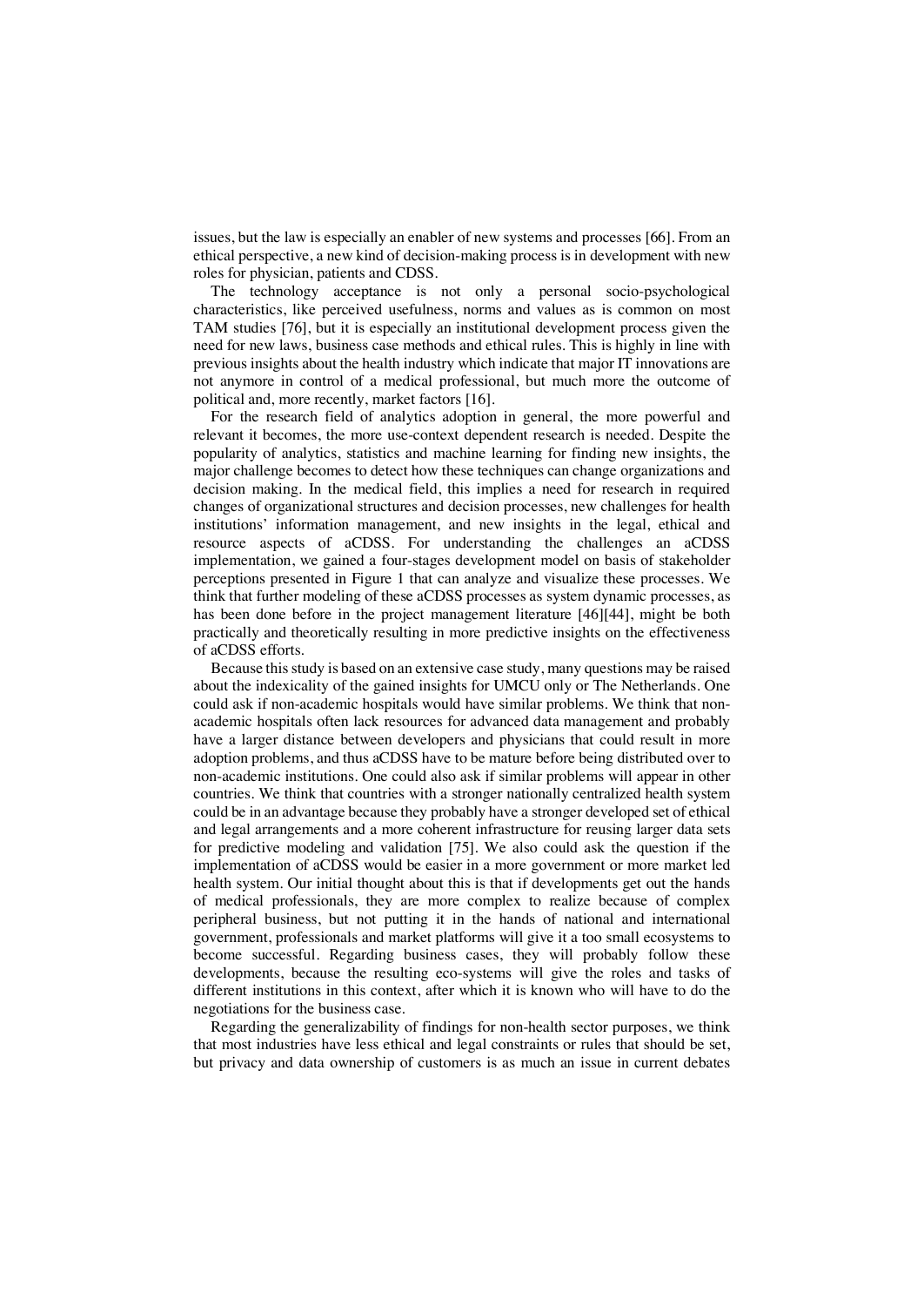issues, but the law is especially an enabler of new systems and processes [66]. From an ethical perspective, a new kind of decision-making process is in development with new roles for physician, patients and CDSS.

The technology acceptance is not only a personal socio-psychological characteristics, like perceived usefulness, norms and values as is common on most TAM studies [76], but it is especially an institutional development process given the need for new laws, business case methods and ethical rules. This is highly in line with previous insights about the health industry which indicate that major IT innovations are not anymore in control of a medical professional, but much more the outcome of political and, more recently, market factors [16].

For the research field of analytics adoption in general, the more powerful and relevant it becomes, the more use-context dependent research is needed. Despite the popularity of analytics, statistics and machine learning for finding new insights, the major challenge becomes to detect how these techniques can change organizations and decision making. In the medical field, this implies a need for research in required changes of organizational structures and decision processes, new challenges for health institutions' information management, and new insights in the legal, ethical and resource aspects of aCDSS. For understanding the challenges an aCDSS implementation, we gained a four-stages development model on basis of stakeholder perceptions presented in Figure 1 that can analyze and visualize these processes. We think that further modeling of these aCDSS processes as system dynamic processes, as has been done before in the project management literature [46][44], might be both practically and theoretically resulting in more predictive insights on the effectiveness of aCDSS efforts.

Because this study is based on an extensive case study, many questions may be raised about the indexicality of the gained insights for UMCU only or The Netherlands. One could ask if non-academic hospitals would have similar problems. We think that non-academic hospitals often lack resources for advanced data management and probably have a larger distance between developers and physicians that could result in more adoption problems, and thus aCDSS have to be mature before being distributed over to non-academic institutions. One could also ask if similar problems will appear in other countries. We think that countries with a stronger nationally centralized health system could be in an advantage because they probably have a stronger developed set of ethical and legal arrangements and a more coherent infrastructure for reusing larger data sets for predictive modeling and validation [75]. We also could ask the question if the implementation of aCDSS would be easier in a more government or more market led health system. Our initial thought about this is that if developments get out the hands of medical professionals, they are more complex to realize because of complex peripheral business, but not putting it in the hands of national and international government, professionals and market platforms will give it a too small ecosystems to become successful. Regarding business cases, they will probably follow these developments, because the resulting eco-systems will give the roles and tasks of different institutions in this context, after which it is known who will have to do the negotiations for the business case.

Regarding the generalizability of findings for non-health sector purposes, we think that most industries have less ethical and legal constraints or rules that should be set, but privacy and data ownership of customers is as much an issue in current debates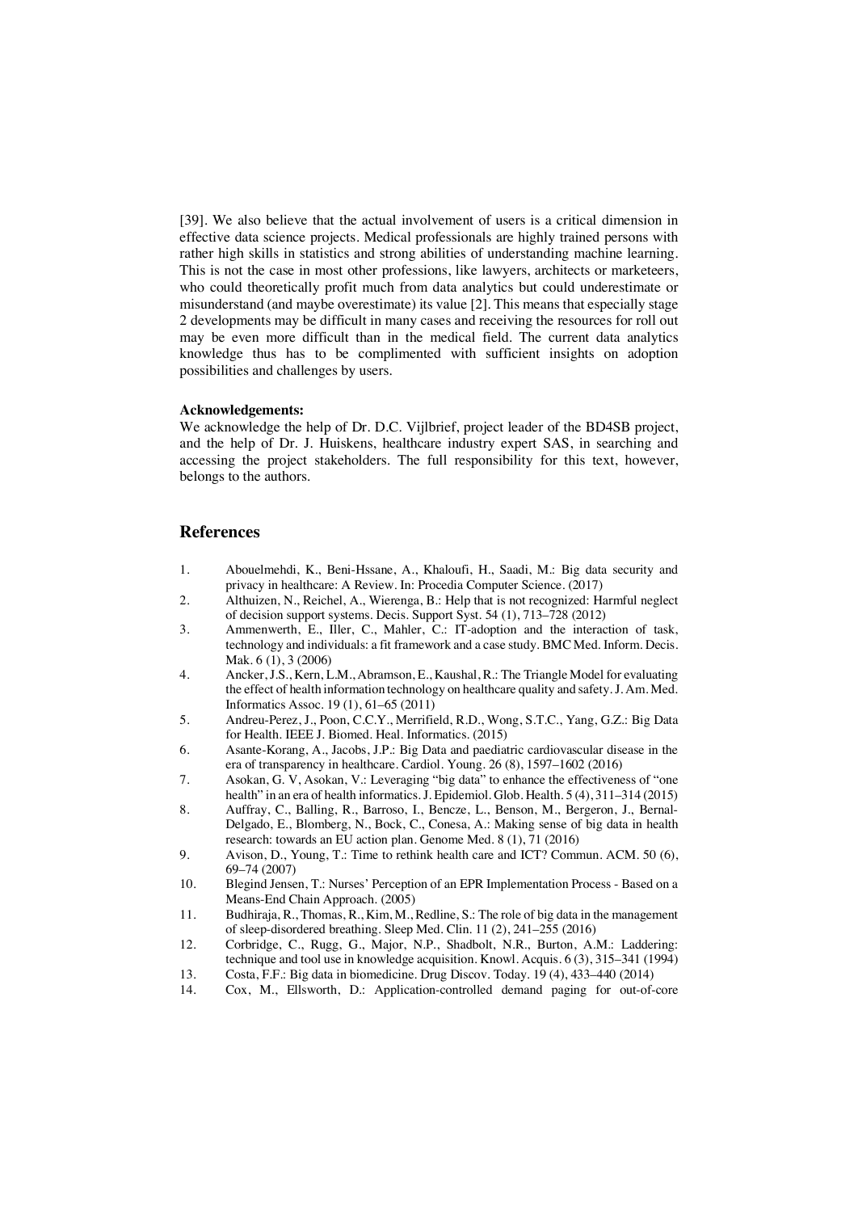[39]. We also believe that the actual involvement of users is a critical dimension in effective data science projects. Medical professionals are highly trained persons with rather high skills in statistics and strong abilities of understanding machine learning. This is not the case in most other professions, like lawyers, architects or marketeers, who could theoretically profit much from data analytics but could underestimate or misunderstand (and maybe overestimate) its value [2]. This means that especially stage 2 developments may be difficult in many cases and receiving the resources for roll out may be even more difficult than in the medical field. The current data analytics knowledge thus has to be complimented with sufficient insights on adoption possibilities and challenges by users.

**Acknowledgements:**
We acknowledge the help of Dr. D.C. Vijlbrief, project leader of the BD4SB project, and the help of Dr. J. Huiskens, healthcare industry expert SAS, in searching and accessing the project stakeholders. The full responsibility for this text, however, belongs to the authors.

## References

1. Abouelmehdi, K., Beni-Hssane, A., Khaloufi, H., Saadi, M.: Big data security and privacy in healthcare: A Review. In: Procedia Computer Science. (2017)
2. Althuizen, N., Reichel, A., Wierenga, B.: Help that is not recognized: Harmful neglect of decision support systems. Decis. Support Syst. 54 (1), 713–728 (2012)
3. Ammenwerth, E., Iller, C., Mahler, C.: IT-adoption and the interaction of task, technology and individuals: a fit framework and a case study. BMC Med. Inform. Decis. Mak. 6 (1), 3 (2006)
4. Ancker, J.S., Kern, L.M., Abramson, E., Kaushal, R.: The Triangle Model for evaluating the effect of health information technology on healthcare quality and safety. J. Am. Med. Informatics Assoc. 19 (1), 61–65 (2011)
5. Andreu-Perez, J., Poon, C.C.Y., Merrifield, R.D., Wong, S.T.C., Yang, G.Z.: Big Data for Health. IEEE J. Biomed. Heal. Informatics. (2015)
6. Asante-Korang, A., Jacobs, J.P.: Big Data and paediatric cardiovascular disease in the era of transparency in healthcare. Cardiol. Young. 26 (8), 1597–1602 (2016)
7. Asokan, G. V, Asokan, V.: Leveraging "big data" to enhance the effectiveness of "one health" in an era of health informatics. J. Epidemiol. Glob. Health. 5 (4), 311–314 (2015)
8. Auffray, C., Balling, R., Barroso, I., Bencze, L., Benson, M., Bergeron, J., Bernal-Delgado, E., Blomberg, N., Bock, C., Conesa, A.: Making sense of big data in health research: towards an EU action plan. Genome Med. 8 (1), 71 (2016)
9. Avison, D., Young, T.: Time to rethink health care and ICT? Commun. ACM. 50 (6), 69–74 (2007)
10. Blegind Jensen, T.: Nurses' Perception of an EPR Implementation Process - Based on a Means-End Chain Approach. (2005)
11. Budhiraja, R., Thomas, R., Kim, M., Redline, S.: The role of big data in the management of sleep-disordered breathing. Sleep Med. Clin. 11 (2), 241–255 (2016)
12. Corbridge, C., Rugg, G., Major, N.P., Shadbolt, N.R., Burton, A.M.: Laddering: technique and tool use in knowledge acquisition. Knowl. Acquis. 6 (3), 315–341 (1994)
13. Costa, F.F.: Big data in biomedicine. Drug Discov. Today. 19 (4), 433–440 (2014)
14. Cox, M., Ellsworth, D.: Application-controlled demand paging for out-of-core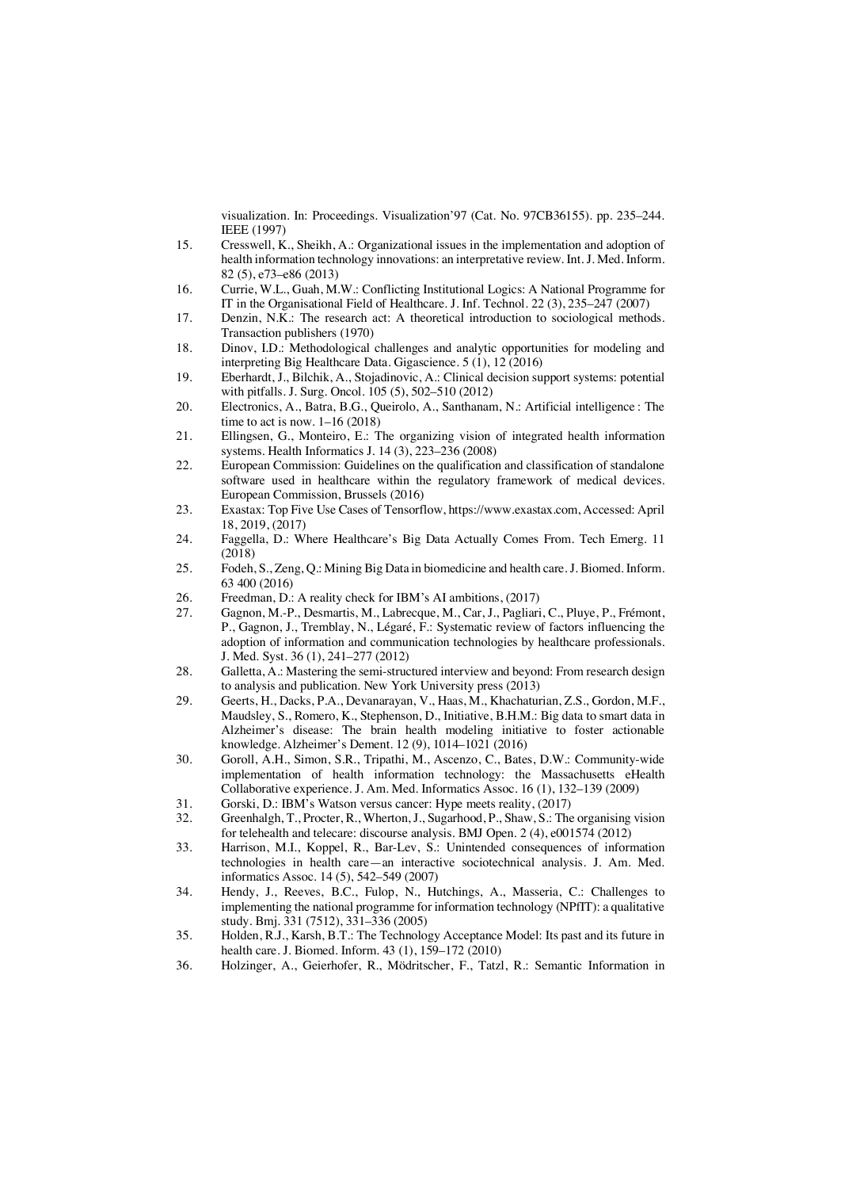visualization. In: Proceedings. Visualization'97 (Cat. No. 97CB36155). pp. 235–244. IEEE (1997)

15. Cresswell, K., Sheikh, A.: Organizational issues in the implementation and adoption of health information technology innovations: an interpretative review. Int. J. Med. Inform. 82 (5), e73–e86 (2013)
16. Currie, W.L., Guah, M.W.: Conflicting Institutional Logics: A National Programme for IT in the Organisational Field of Healthcare. J. Inf. Technol. 22 (3), 235–247 (2007)
17. Denzin, N.K.: The research act: A theoretical introduction to sociological methods. Transaction publishers (1970)
18. Dinov, I.D.: Methodological challenges and analytic opportunities for modeling and interpreting Big Healthcare Data. Gigascience. 5 (1), 12 (2016)
19. Eberhardt, J., Bilchik, A., Stojadinovic, A.: Clinical decision support systems: potential with pitfalls. J. Surg. Oncol. 105 (5), 502–510 (2012)
20. Electronics, A., Batra, B.G., Queirolo, A., Santhanam, N.: Artificial intelligence : The time to act is now. 1–16 (2018)
21. Ellingsen, G., Monteiro, E.: The organizing vision of integrated health information systems. Health Informatics J. 14 (3), 223–236 (2008)
22. European Commission: Guidelines on the qualification and classification of standalone software used in healthcare within the regulatory framework of medical devices. European Commission, Brussels (2016)
23. Exastax: Top Five Use Cases of Tensorflow, https://www.exastax.com, Accessed: April 18, 2019, (2017)
24. Faggella, D.: Where Healthcare's Big Data Actually Comes From. Tech Emerg. 11 (2018)
25. Fodeh, S., Zeng, Q.: Mining Big Data in biomedicine and health care. J. Biomed. Inform. 63 400 (2016)
26. Freedman, D.: A reality check for IBM's AI ambitions, (2017)
27. Gagnon, M.-P., Desmartis, M., Labrecque, M., Car, J., Pagliari, C., Pluye, P., Frémont, P., Gagnon, J., Tremblay, N., Légaré, F.: Systematic review of factors influencing the adoption of information and communication technologies by healthcare professionals. J. Med. Syst. 36 (1), 241–277 (2012)
28. Galletta, A.: Mastering the semi-structured interview and beyond: From research design to analysis and publication. New York University press (2013)
29. Geerts, H., Dacks, P.A., Devanarayan, V., Haas, M., Khachaturian, Z.S., Gordon, M.F., Maudsley, S., Romero, K., Stephenson, D., Initiative, B.H.M.: Big data to smart data in Alzheimer's disease: The brain health modeling initiative to foster actionable knowledge. Alzheimer's Dement. 12 (9), 1014–1021 (2016)
30. Goroll, A.H., Simon, S.R., Tripathi, M., Ascenzo, C., Bates, D.W.: Community-wide implementation of health information technology: the Massachusetts eHealth Collaborative experience. J. Am. Med. Informatics Assoc. 16 (1), 132–139 (2009)
31. Gorski, D.: IBM's Watson versus cancer: Hype meets reality, (2017)
32. Greenhalgh, T., Procter, R., Wherton, J., Sugarhood, P., Shaw, S.: The organising vision for telehealth and telecare: discourse analysis. BMJ Open. 2 (4), e001574 (2012)
33. Harrison, M.I., Koppel, R., Bar-Lev, S.: Unintended consequences of information technologies in health care—an interactive sociotechnical analysis. J. Am. Med. informatics Assoc. 14 (5), 542–549 (2007)
34. Hendy, J., Reeves, B.C., Fulop, N., Hutchings, A., Masseria, C.: Challenges to implementing the national programme for information technology (NPfIT): a qualitative study. Bmj. 331 (7512), 331–336 (2005)
35. Holden, R.J., Karsh, B.T.: The Technology Acceptance Model: Its past and its future in health care. J. Biomed. Inform. 43 (1), 159–172 (2010)
36. Holzinger, A., Geierhofer, R., Mödritscher, F., Tatzl, R.: Semantic Information in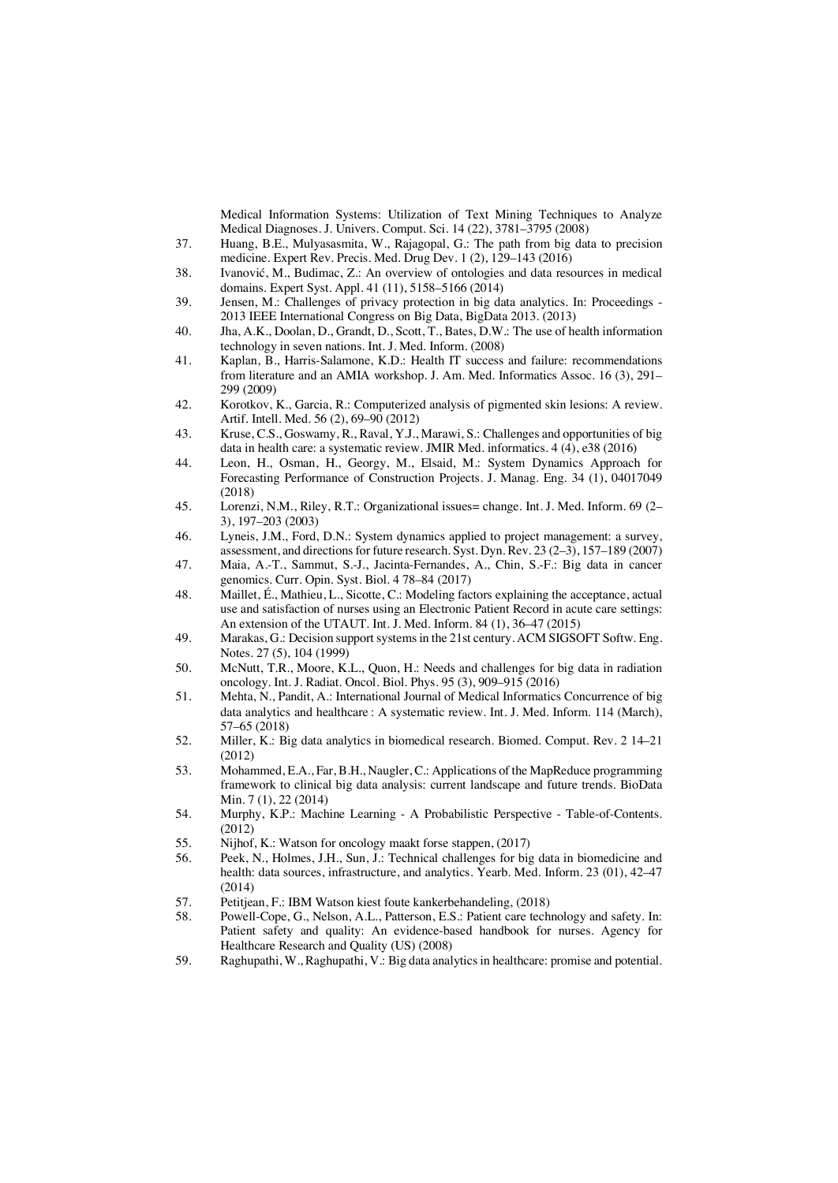Medical Information Systems: Utilization of Text Mining Techniques to Analyze Medical Diagnoses. J. Univers. Comput. Sci. 14 (22), 3781–3795 (2008)

37. Huang, B.E., Mulyasasmita, W., Rajagopal, G.: The path from big data to precision medicine. Expert Rev. Precis. Med. Drug Dev. 1 (2), 129–143 (2016)
38. Ivanović, M., Budimac, Z.: An overview of ontologies and data resources in medical domains. Expert Syst. Appl. 41 (11), 5158–5166 (2014)
39. Jensen, M.: Challenges of privacy protection in big data analytics. In: Proceedings - 2013 IEEE International Congress on Big Data, BigData 2013. (2013)
40. Jha, A.K., Doolan, D., Grandt, D., Scott, T., Bates, D.W.: The use of health information technology in seven nations. Int. J. Med. Inform. (2008)
41. Kaplan, B., Harris-Salamone, K.D.: Health IT success and failure: recommendations from literature and an AMIA workshop. J. Am. Med. Informatics Assoc. 16 (3), 291–299 (2009)
42. Korotkov, K., Garcia, R.: Computerized analysis of pigmented skin lesions: A review. Artif. Intell. Med. 56 (2), 69–90 (2012)
43. Kruse, C.S., Goswamy, R., Raval, Y.J., Marawi, S.: Challenges and opportunities of big data in health care: a systematic review. JMIR Med. informatics. 4 (4), e38 (2016)
44. Leon, H., Osman, H., Georgy, M., Elsaid, M.: System Dynamics Approach for Forecasting Performance of Construction Projects. J. Manag. Eng. 34 (1), 04017049 (2018)
45. Lorenzi, N.M., Riley, R.T.: Organizational issues= change. Int. J. Med. Inform. 69 (2–3), 197–203 (2003)
46. Lyneis, J.M., Ford, D.N.: System dynamics applied to project management: a survey, assessment, and directions for future research. Syst. Dyn. Rev. 23 (2–3), 157–189 (2007)
47. Maia, A.-T., Sammut, S.-J., Jacinta-Fernandes, A., Chin, S.-F.: Big data in cancer genomics. Curr. Opin. Syst. Biol. 4 78–84 (2017)
48. Maillet, É., Mathieu, L., Sicotte, C.: Modeling factors explaining the acceptance, actual use and satisfaction of nurses using an Electronic Patient Record in acute care settings: An extension of the UTAUT. Int. J. Med. Inform. 84 (1), 36–47 (2015)
49. Marakas, G.: Decision support systems in the 21st century. ACM SIGSOFT Softw. Eng. Notes. 27 (5), 104 (1999)
50. McNutt, T.R., Moore, K.L., Quon, H.: Needs and challenges for big data in radiation oncology. Int. J. Radiat. Oncol. Biol. Phys. 95 (3), 909–915 (2016)
51. Mehta, N., Pandit, A.: International Journal of Medical Informatics Concurrence of big data analytics and healthcare : A systematic review. Int. J. Med. Inform. 114 (March), 57–65 (2018)
52. Miller, K.: Big data analytics in biomedical research. Biomed. Comput. Rev. 2 14–21 (2012)
53. Mohammed, E.A., Far, B.H., Naugler, C.: Applications of the MapReduce programming framework to clinical big data analysis: current landscape and future trends. BioData Min. 7 (1), 22 (2014)
54. Murphy, K.P.: Machine Learning - A Probabilistic Perspective - Table-of-Contents. (2012)
55. Nijhof, K.: Watson for oncology maakt forse stappen, (2017)
56. Peek, N., Holmes, J.H., Sun, J.: Technical challenges for big data in biomedicine and health: data sources, infrastructure, and analytics. Yearb. Med. Inform. 23 (01), 42–47 (2014)
57. Petitjean, F.: IBM Watson kiest foute kankerbehandeling, (2018)
58. Powell-Cope, G., Nelson, A.L., Patterson, E.S.: Patient care technology and safety. In: Patient safety and quality: An evidence-based handbook for nurses. Agency for Healthcare Research and Quality (US) (2008)
59. Raghupathi, W., Raghupathi, V.: Big data analytics in healthcare: promise and potential.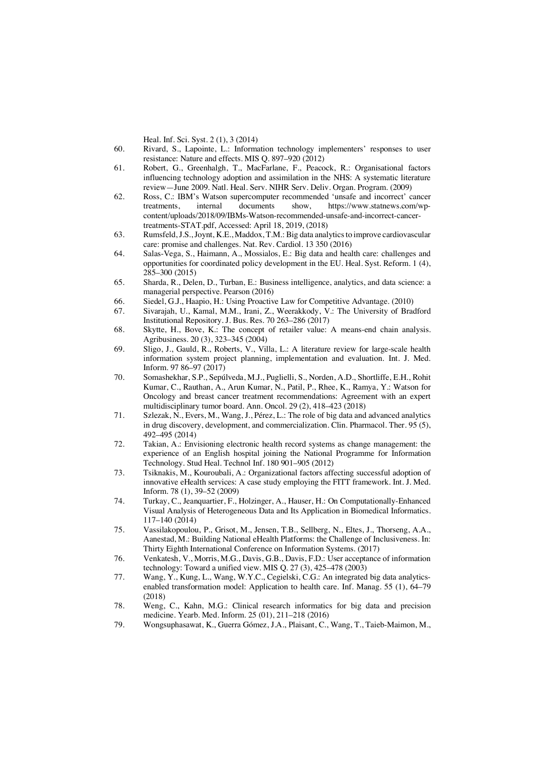Heal. Inf. Sci. Syst. 2 (1), 3 (2014)

60. Rivard, S., Lapointe, L.: Information technology implementers' responses to user resistance: Nature and effects. MIS Q. 897–920 (2012)
61. Robert, G., Greenhalgh, T., MacFarlane, F., Peacock, R.: Organisational factors influencing technology adoption and assimilation in the NHS: A systematic literature review—June 2009. Natl. Heal. Serv. NIHR Serv. Deliv. Organ. Program. (2009)
62. Ross, C.: IBM's Watson supercomputer recommended 'unsafe and incorrect' cancer treatments, internal documents show, https://www.statnews.com/wp-content/uploads/2018/09/IBMs-Watson-recommended-unsafe-and-incorrect-cancer-treatments-STAT.pdf, Accessed: April 18, 2019, (2018)
63. Rumsfeld, J.S., Joynt, K.E., Maddox, T.M.: Big data analytics to improve cardiovascular care: promise and challenges. Nat. Rev. Cardiol. 13 350 (2016)
64. Salas-Vega, S., Haimann, A., Mossialos, E.: Big data and health care: challenges and opportunities for coordinated policy development in the EU. Heal. Syst. Reform. 1 (4), 285–300 (2015)
65. Sharda, R., Delen, D., Turban, E.: Business intelligence, analytics, and data science: a managerial perspective. Pearson (2016)
66. Siedel, G.J., Haapio, H.: Using Proactive Law for Competitive Advantage. (2010)
67. Sivarajah, U., Kamal, M.M., Irani, Z., Weerakkody, V.: The University of Bradford Institutional Repository. J. Bus. Res. 70 263–286 (2017)
68. Skytte, H., Bove, K.: The concept of retailer value: A means-end chain analysis. Agribusiness. 20 (3), 323–345 (2004)
69. Sligo, J., Gauld, R., Roberts, V., Villa, L.: A literature review for large-scale health information system project planning, implementation and evaluation. Int. J. Med. Inform. 97 86–97 (2017)
70. Somashekhar, S.P., Sepúlveda, M.J., Puglielli, S., Norden, A.D., Shortliffe, E.H., Rohit Kumar, C., Rauthan, A., Arun Kumar, N., Patil, P., Rhee, K., Ramya, Y.: Watson for Oncology and breast cancer treatment recommendations: Agreement with an expert multidisciplinary tumor board. Ann. Oncol. 29 (2), 418–423 (2018)
71. Szlezak, N., Evers, M., Wang, J., Pérez, L.: The role of big data and advanced analytics in drug discovery, development, and commercialization. Clin. Pharmacol. Ther. 95 (5), 492–495 (2014)
72. Takian, A.: Envisioning electronic health record systems as change management: the experience of an English hospital joining the National Programme for Information Technology. Stud Heal. Technol Inf. 180 901–905 (2012)
73. Tsiknakis, M., Kouroubali, A.: Organizational factors affecting successful adoption of innovative eHealth services: A case study employing the FITT framework. Int. J. Med. Inform. 78 (1), 39–52 (2009)
74. Turkay, C., Jeanquartier, F., Holzinger, A., Hauser, H.: On Computationally-Enhanced Visual Analysis of Heterogeneous Data and Its Application in Biomedical Informatics. 117–140 (2014)
75. Vassilakopoulou, P., Grisot, M., Jensen, T.B., Sellberg, N., Eltes, J., Thorseng, A.A., Aanestad, M.: Building National eHealth Platforms: the Challenge of Inclusiveness. In: Thirty Eighth International Conference on Information Systems. (2017)
76. Venkatesh, V., Morris, M.G., Davis, G.B., Davis, F.D.: User acceptance of information technology: Toward a unified view. MIS Q. 27 (3), 425–478 (2003)
77. Wang, Y., Kung, L., Wang, W.Y.C., Cegielski, C.G.: An integrated big data analytics-enabled transformation model: Application to health care. Inf. Manag. 55 (1), 64–79 (2018)
78. Weng, C., Kahn, M.G.: Clinical research informatics for big data and precision medicine. Yearb. Med. Inform. 25 (01), 211–218 (2016)
79. Wongsuphasawat, K., Guerra Gómez, J.A., Plaisant, C., Wang, T., Taieb-Maimon, M.,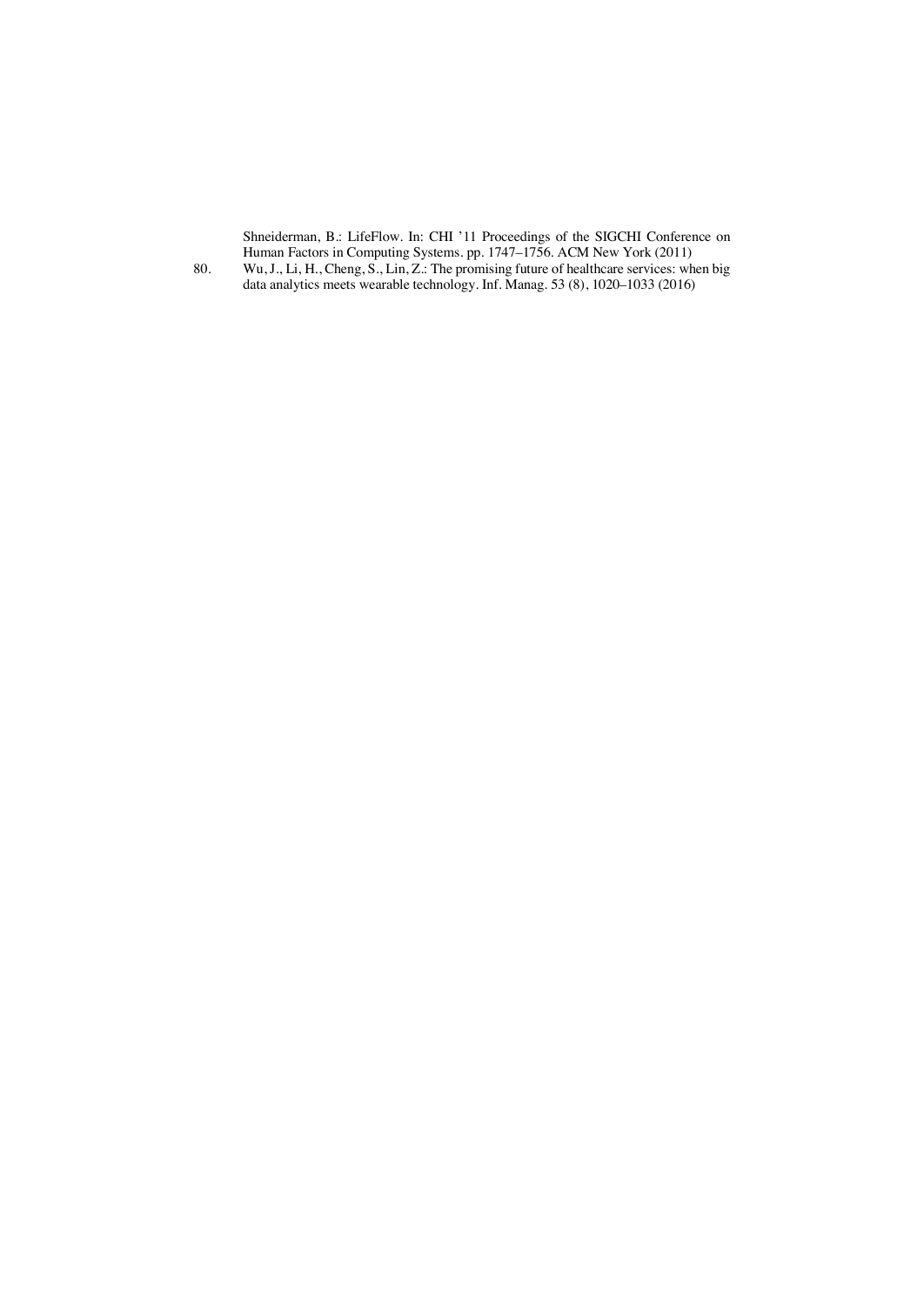Shneiderman, B.: LifeFlow. In: CHI '11 Proceedings of the SIGCHI Conference on Human Factors in Computing Systems. pp. 1747–1756. ACM New York (2011)

80. Wu, J., Li, H., Cheng, S., Lin, Z.: The promising future of healthcare services: when big data analytics meets wearable technology. Inf. Manag. 53 (8), 1020–1033 (2016)